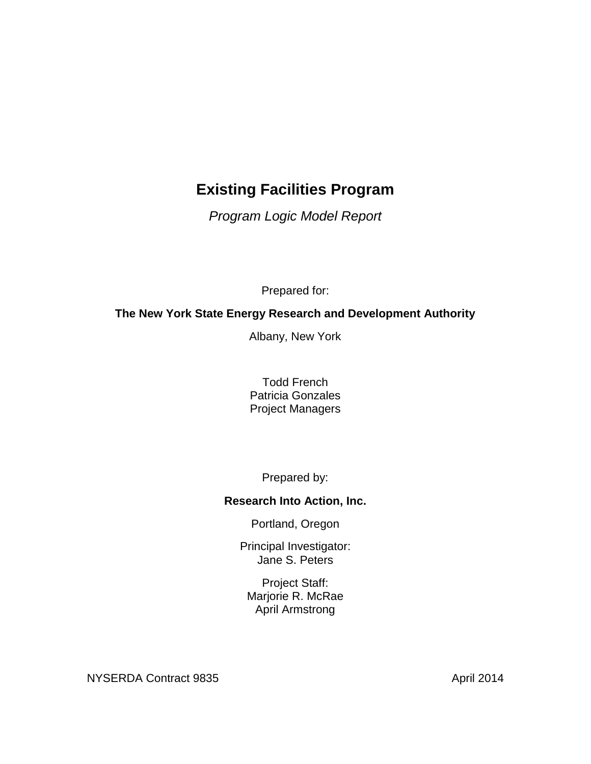# Existing Facilities Program

*Program Logic Model Report*

Prepared for:

**The New York State Energy Research and Development Authority**

Albany, New York

Todd French
Patricia Gonzales
Project Managers

Prepared by:

**Research Into Action, Inc.**

Portland, Oregon

Principal Investigator:
Jane S. Peters

Project Staff:
Marjorie R. McRae
April Armstrong

NYSERDA Contract 9835

April 2014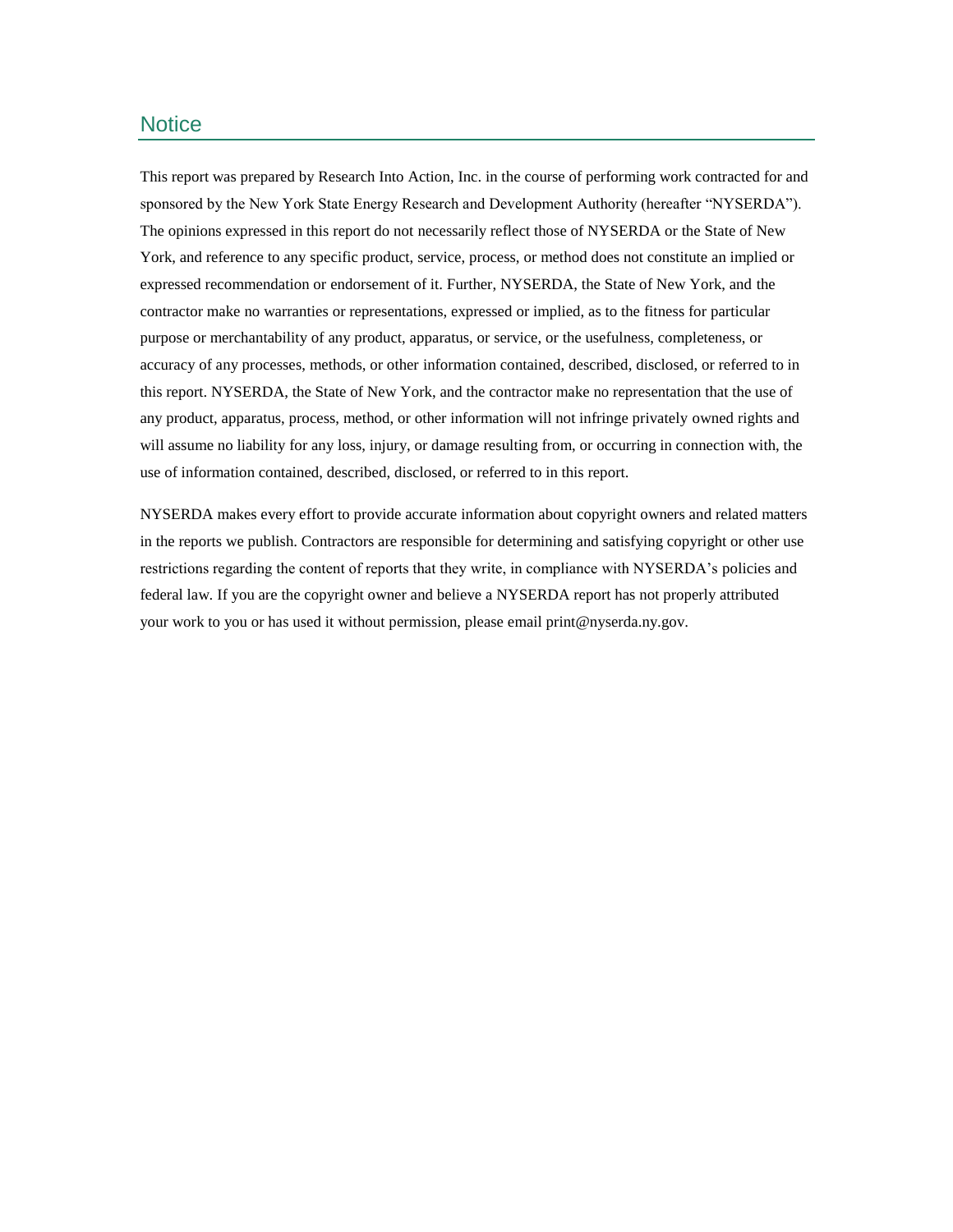## Notice

This report was prepared by Research Into Action, Inc. in the course of performing work contracted for and sponsored by the New York State Energy Research and Development Authority (hereafter "NYSERDA"). The opinions expressed in this report do not necessarily reflect those of NYSERDA or the State of New York, and reference to any specific product, service, process, or method does not constitute an implied or expressed recommendation or endorsement of it. Further, NYSERDA, the State of New York, and the contractor make no warranties or representations, expressed or implied, as to the fitness for particular purpose or merchantability of any product, apparatus, or service, or the usefulness, completeness, or accuracy of any processes, methods, or other information contained, described, disclosed, or referred to in this report. NYSERDA, the State of New York, and the contractor make no representation that the use of any product, apparatus, process, method, or other information will not infringe privately owned rights and will assume no liability for any loss, injury, or damage resulting from, or occurring in connection with, the use of information contained, described, disclosed, or referred to in this report.

NYSERDA makes every effort to provide accurate information about copyright owners and related matters in the reports we publish. Contractors are responsible for determining and satisfying copyright or other use restrictions regarding the content of reports that they write, in compliance with NYSERDA's policies and federal law. If you are the copyright owner and believe a NYSERDA report has not properly attributed your work to you or has used it without permission, please email print@nyserda.ny.gov.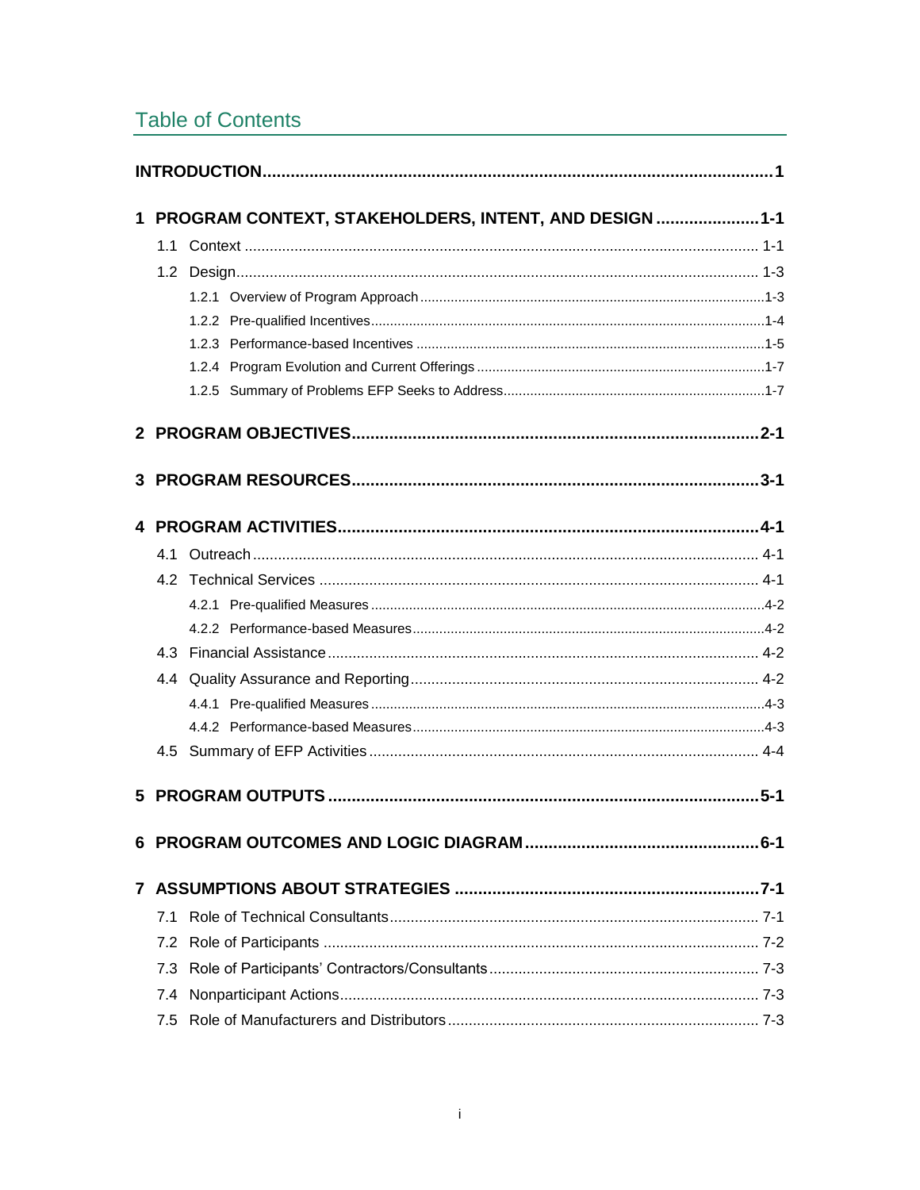# Table of Contents

**INTRODUCTION** ..... 1

**1 PROGRAM CONTEXT, STAKEHOLDERS, INTENT, AND DESIGN** ..... 1-1

- 1.1 Context ..... 1-1
- 1.2 Design ..... 1-3
  - 1.2.1 Overview of Program Approach ..... 1-3
  - 1.2.2 Pre-qualified Incentives ..... 1-4
  - 1.2.3 Performance-based Incentives ..... 1-5
  - 1.2.4 Program Evolution and Current Offerings ..... 1-7
  - 1.2.5 Summary of Problems EFP Seeks to Address ..... 1-7

**2 PROGRAM OBJECTIVES** ..... 2-1

**3 PROGRAM RESOURCES** ..... 3-1

**4 PROGRAM ACTIVITIES** ..... 4-1

- 4.1 Outreach ..... 4-1
- 4.2 Technical Services ..... 4-1
  - 4.2.1 Pre-qualified Measures ..... 4-2
  - 4.2.2 Performance-based Measures ..... 4-2
- 4.3 Financial Assistance ..... 4-2
- 4.4 Quality Assurance and Reporting ..... 4-2
  - 4.4.1 Pre-qualified Measures ..... 4-3
  - 4.4.2 Performance-based Measures ..... 4-3
- 4.5 Summary of EFP Activities ..... 4-4

**5 PROGRAM OUTPUTS** ..... 5-1

**6 PROGRAM OUTCOMES AND LOGIC DIAGRAM** ..... 6-1

**7 ASSUMPTIONS ABOUT STRATEGIES** ..... 7-1

- 7.1 Role of Technical Consultants ..... 7-1
- 7.2 Role of Participants ..... 7-2
- 7.3 Role of Participants' Contractors/Consultants ..... 7-3
- 7.4 Nonparticipant Actions ..... 7-3
- 7.5 Role of Manufacturers and Distributors ..... 7-3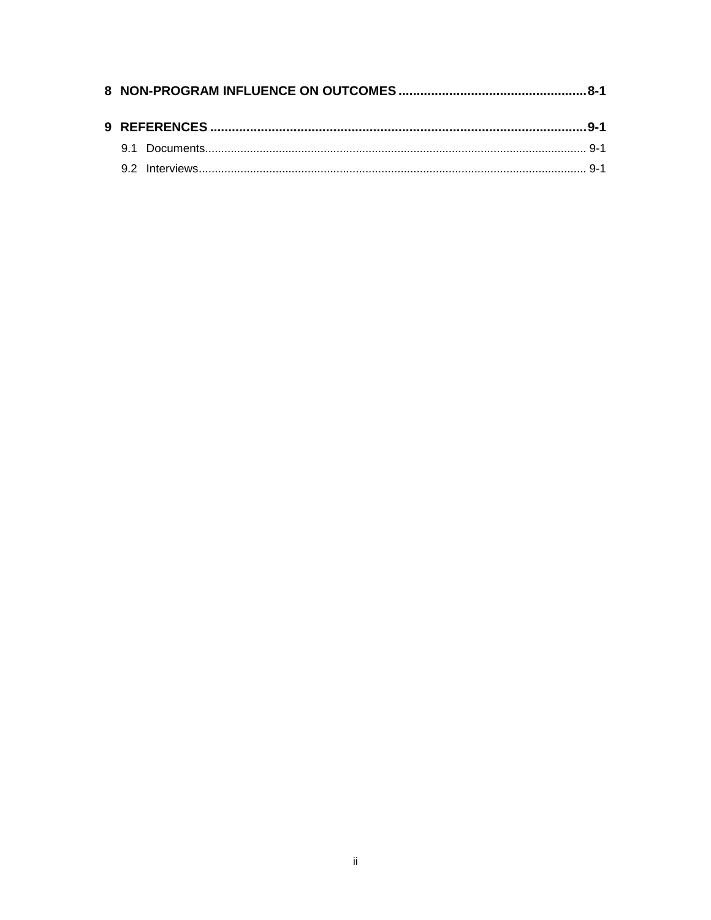**8 NON-PROGRAM INFLUENCE ON OUTCOMES ................................................ 8-1**

**9 REFERENCES ................................................................................................ 9-1**

9.1 Documents .................................................................................................. 9-1

9.2 Interviews ................................................................................................... 9-1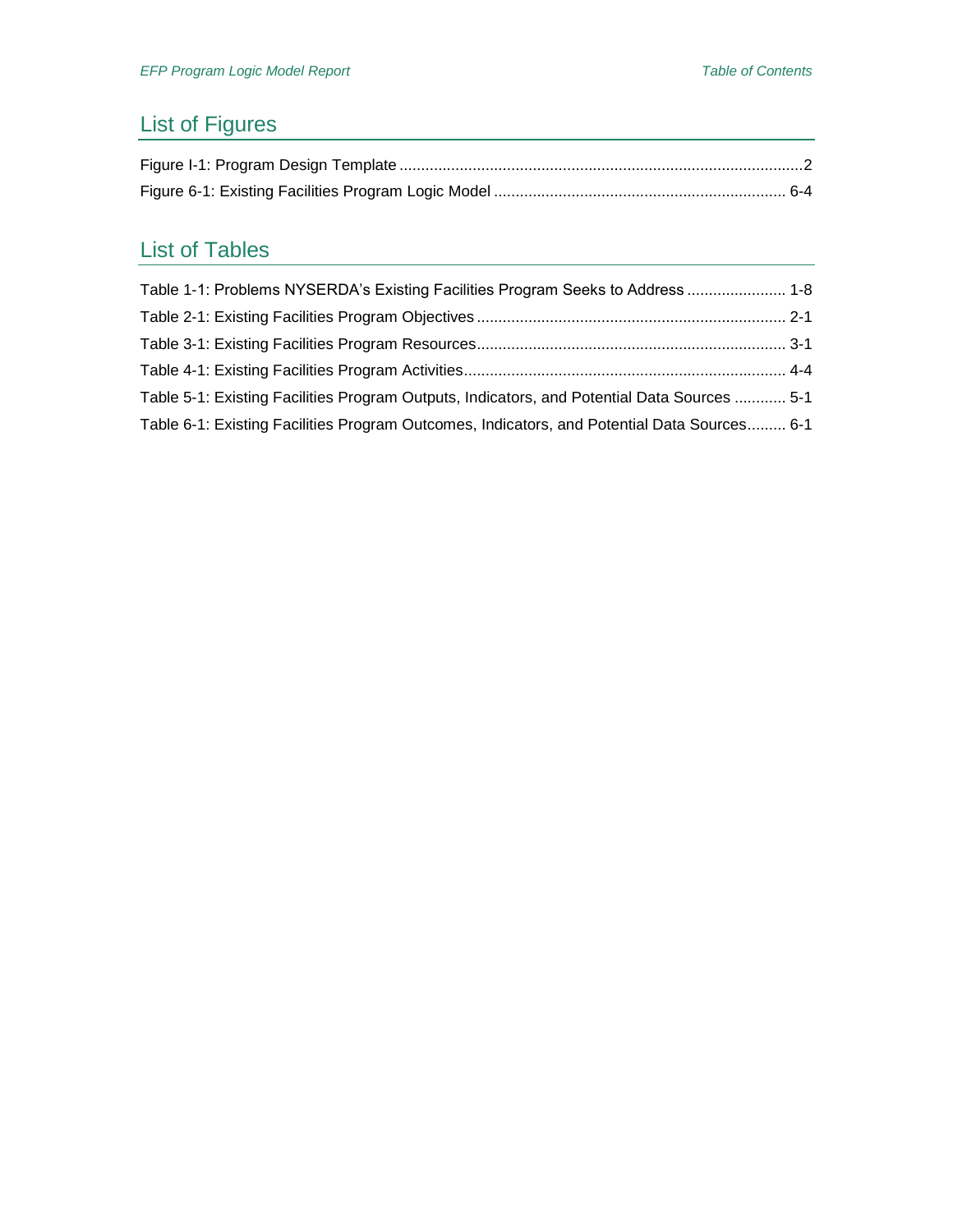## List of Figures

Figure I-1: Program Design Template ........................................................................................2

Figure 6-1: Existing Facilities Program Logic Model ..................................................................... 6-4

## List of Tables

Table 1-1: Problems NYSERDA's Existing Facilities Program Seeks to Address ........................ 1-8

Table 2-1: Existing Facilities Program Objectives ........................................................................ 2-1

Table 3-1: Existing Facilities Program Resources......................................................................... 3-1

Table 4-1: Existing Facilities Program Activities........................................................................... 4-4

Table 5-1: Existing Facilities Program Outputs, Indicators, and Potential Data Sources ............ 5-1

Table 6-1: Existing Facilities Program Outcomes, Indicators, and Potential Data Sources......... 6-1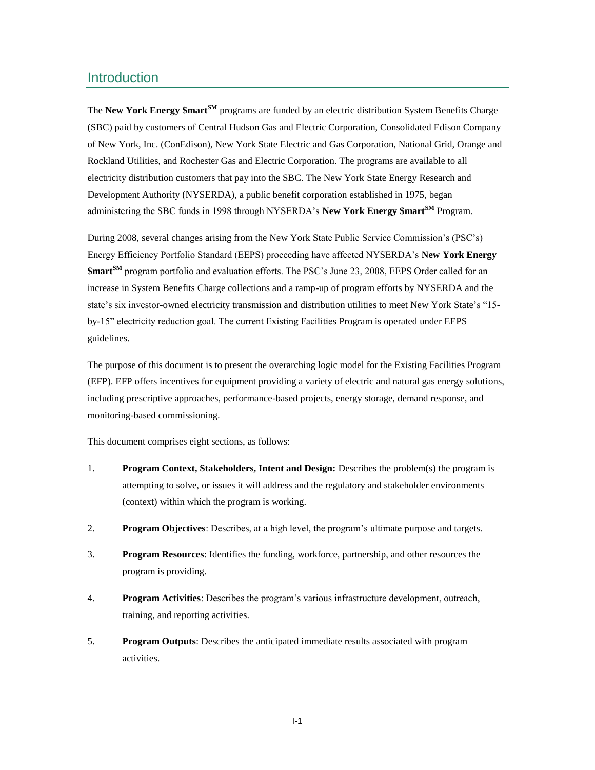## Introduction

The **New York Energy $mart**[SM] programs are funded by an electric distribution System Benefits Charge (SBC) paid by customers of Central Hudson Gas and Electric Corporation, Consolidated Edison Company of New York, Inc. (ConEdison), New York State Electric and Gas Corporation, National Grid, Orange and Rockland Utilities, and Rochester Gas and Electric Corporation. The programs are available to all electricity distribution customers that pay into the SBC. The New York State Energy Research and Development Authority (NYSERDA), a public benefit corporation established in 1975, began administering the SBC funds in 1998 through NYSERDA's **New York Energy $mart**[SM] Program.

During 2008, several changes arising from the New York State Public Service Commission's (PSC's) Energy Efficiency Portfolio Standard (EEPS) proceeding have affected NYSERDA's **New York Energy $mart**[SM] program portfolio and evaluation efforts. The PSC's June 23, 2008, EEPS Order called for an increase in System Benefits Charge collections and a ramp-up of program efforts by NYSERDA and the state's six investor-owned electricity transmission and distribution utilities to meet New York State's "15-by-15" electricity reduction goal. The current Existing Facilities Program is operated under EEPS guidelines.

The purpose of this document is to present the overarching logic model for the Existing Facilities Program (EFP). EFP offers incentives for equipment providing a variety of electric and natural gas energy solutions, including prescriptive approaches, performance-based projects, energy storage, demand response, and monitoring-based commissioning.

This document comprises eight sections, as follows:

1. **Program Context, Stakeholders, Intent and Design:** Describes the problem(s) the program is attempting to solve, or issues it will address and the regulatory and stakeholder environments (context) within which the program is working.
2. **Program Objectives**: Describes, at a high level, the program's ultimate purpose and targets.
3. **Program Resources**: Identifies the funding, workforce, partnership, and other resources the program is providing.
4. **Program Activities**: Describes the program's various infrastructure development, outreach, training, and reporting activities.
5. **Program Outputs**: Describes the anticipated immediate results associated with program activities.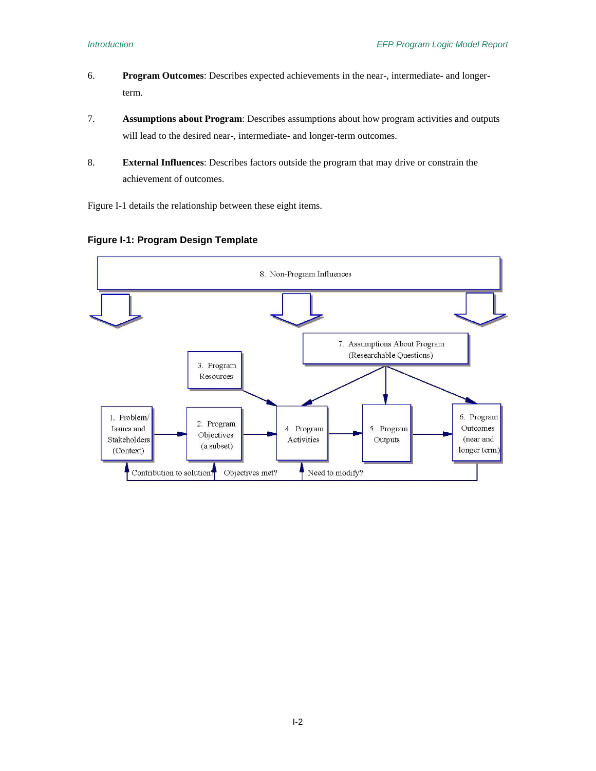6. **Program Outcomes**: Describes expected achievements in the near-, intermediate- and longer-term.

7. **Assumptions about Program**: Describes assumptions about how program activities and outputs will lead to the desired near-, intermediate- and longer-term outcomes.

8. **External Influences**: Describes factors outside the program that may drive or constrain the achievement of outcomes.

Figure I-1 details the relationship between these eight items.

**Figure I-1: Program Design Template**

8. Non-Program Influences

7. Assumptions About Program (Researchable Questions)

3. Program Resources

1. Problem/ Issues and Stakeholders (Context)

2. Program Objectives (a subset)

4. Program Activities

5. Program Outputs

6. Program Outcomes (near and longer term)

Contribution to solution? Objectives met? Need to modify?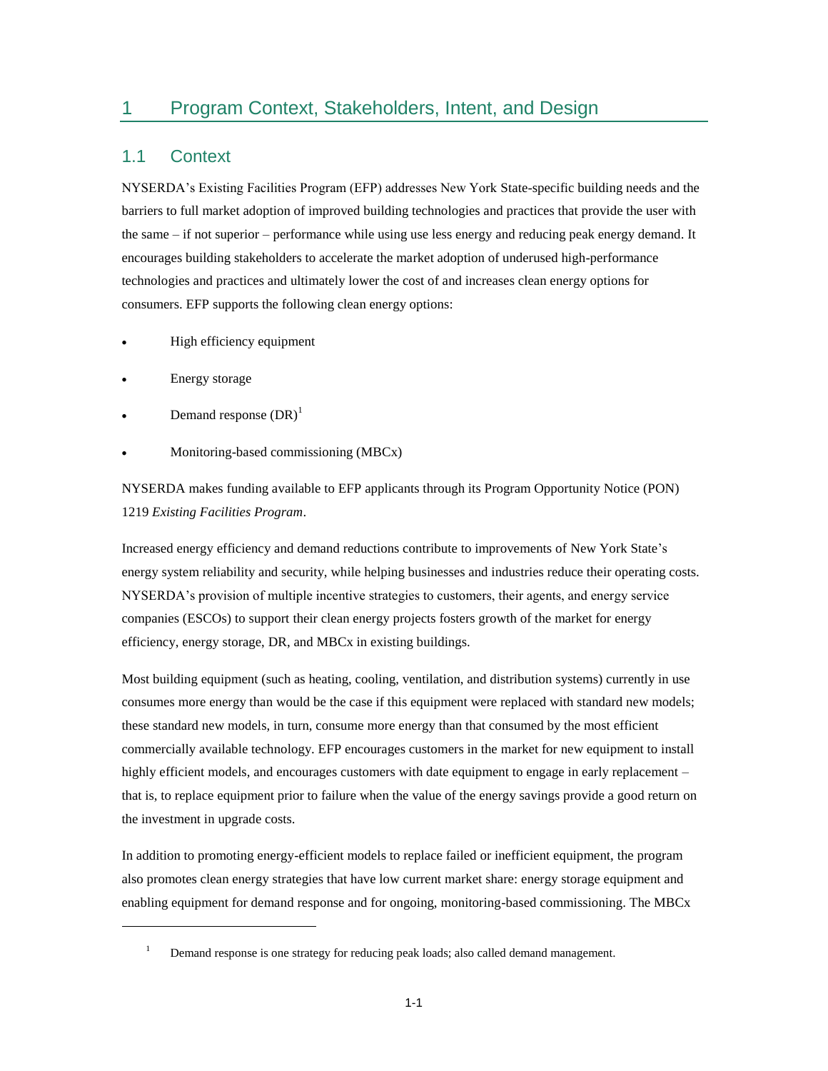# 1 Program Context, Stakeholders, Intent, and Design

## 1.1 Context

NYSERDA's Existing Facilities Program (EFP) addresses New York State-specific building needs and the barriers to full market adoption of improved building technologies and practices that provide the user with the same – if not superior – performance while using use less energy and reducing peak energy demand. It encourages building stakeholders to accelerate the market adoption of underused high-performance technologies and practices and ultimately lower the cost of and increases clean energy options for consumers. EFP supports the following clean energy options:

- High efficiency equipment
- Energy storage
- Demand response (DR)[1]
- Monitoring-based commissioning (MBCx)

NYSERDA makes funding available to EFP applicants through its Program Opportunity Notice (PON) 1219 *Existing Facilities Program*.

Increased energy efficiency and demand reductions contribute to improvements of New York State's energy system reliability and security, while helping businesses and industries reduce their operating costs. NYSERDA's provision of multiple incentive strategies to customers, their agents, and energy service companies (ESCOs) to support their clean energy projects fosters growth of the market for energy efficiency, energy storage, DR, and MBCx in existing buildings.

Most building equipment (such as heating, cooling, ventilation, and distribution systems) currently in use consumes more energy than would be the case if this equipment were replaced with standard new models; these standard new models, in turn, consume more energy than that consumed by the most efficient commercially available technology. EFP encourages customers in the market for new equipment to install highly efficient models, and encourages customers with date equipment to engage in early replacement – that is, to replace equipment prior to failure when the value of the energy savings provide a good return on the investment in upgrade costs.

In addition to promoting energy-efficient models to replace failed or inefficient equipment, the program also promotes clean energy strategies that have low current market share: energy storage equipment and enabling equipment for demand response and for ongoing, monitoring-based commissioning. The MBCx

[1] Demand response is one strategy for reducing peak loads; also called demand management.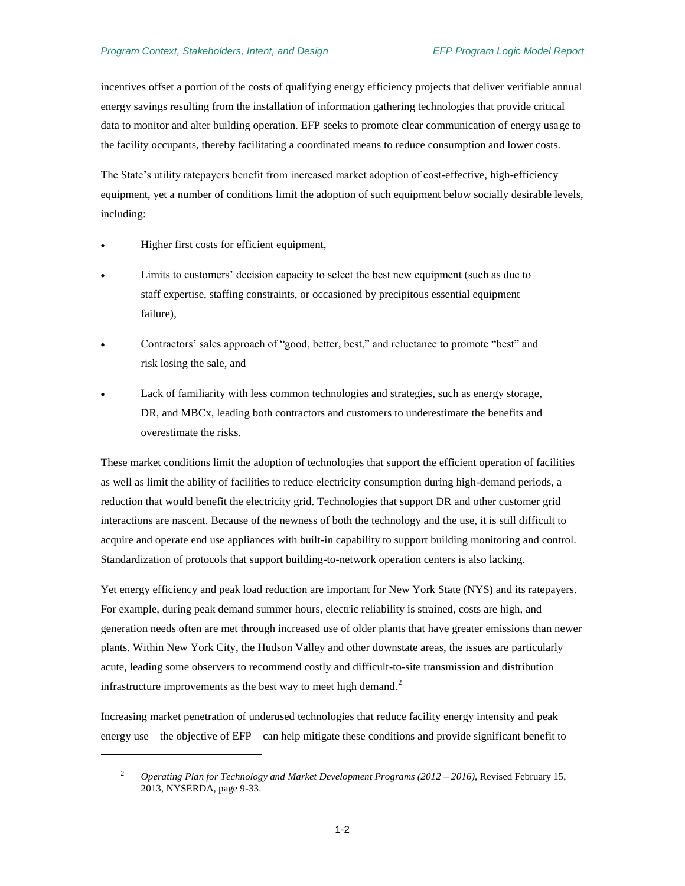incentives offset a portion of the costs of qualifying energy efficiency projects that deliver verifiable annual energy savings resulting from the installation of information gathering technologies that provide critical data to monitor and alter building operation. EFP seeks to promote clear communication of energy usage to the facility occupants, thereby facilitating a coordinated means to reduce consumption and lower costs.

The State's utility ratepayers benefit from increased market adoption of cost-effective, high-efficiency equipment, yet a number of conditions limit the adoption of such equipment below socially desirable levels, including:

- Higher first costs for efficient equipment,
- Limits to customers' decision capacity to select the best new equipment (such as due to staff expertise, staffing constraints, or occasioned by precipitous essential equipment failure),
- Contractors' sales approach of "good, better, best," and reluctance to promote "best" and risk losing the sale, and
- Lack of familiarity with less common technologies and strategies, such as energy storage, DR, and MBCx, leading both contractors and customers to underestimate the benefits and overestimate the risks.

These market conditions limit the adoption of technologies that support the efficient operation of facilities as well as limit the ability of facilities to reduce electricity consumption during high-demand periods, a reduction that would benefit the electricity grid. Technologies that support DR and other customer grid interactions are nascent. Because of the newness of both the technology and the use, it is still difficult to acquire and operate end use appliances with built-in capability to support building monitoring and control. Standardization of protocols that support building-to-network operation centers is also lacking.

Yet energy efficiency and peak load reduction are important for New York State (NYS) and its ratepayers. For example, during peak demand summer hours, electric reliability is strained, costs are high, and generation needs often are met through increased use of older plants that have greater emissions than newer plants. Within New York City, the Hudson Valley and other downstate areas, the issues are particularly acute, leading some observers to recommend costly and difficult-to-site transmission and distribution infrastructure improvements as the best way to meet high demand.[2]

Increasing market penetration of underused technologies that reduce facility energy intensity and peak energy use – the objective of EFP – can help mitigate these conditions and provide significant benefit to

---

[2] *Operating Plan for Technology and Market Development Programs (2012 – 2016)*, Revised February 15, 2013, NYSERDA, page 9-33.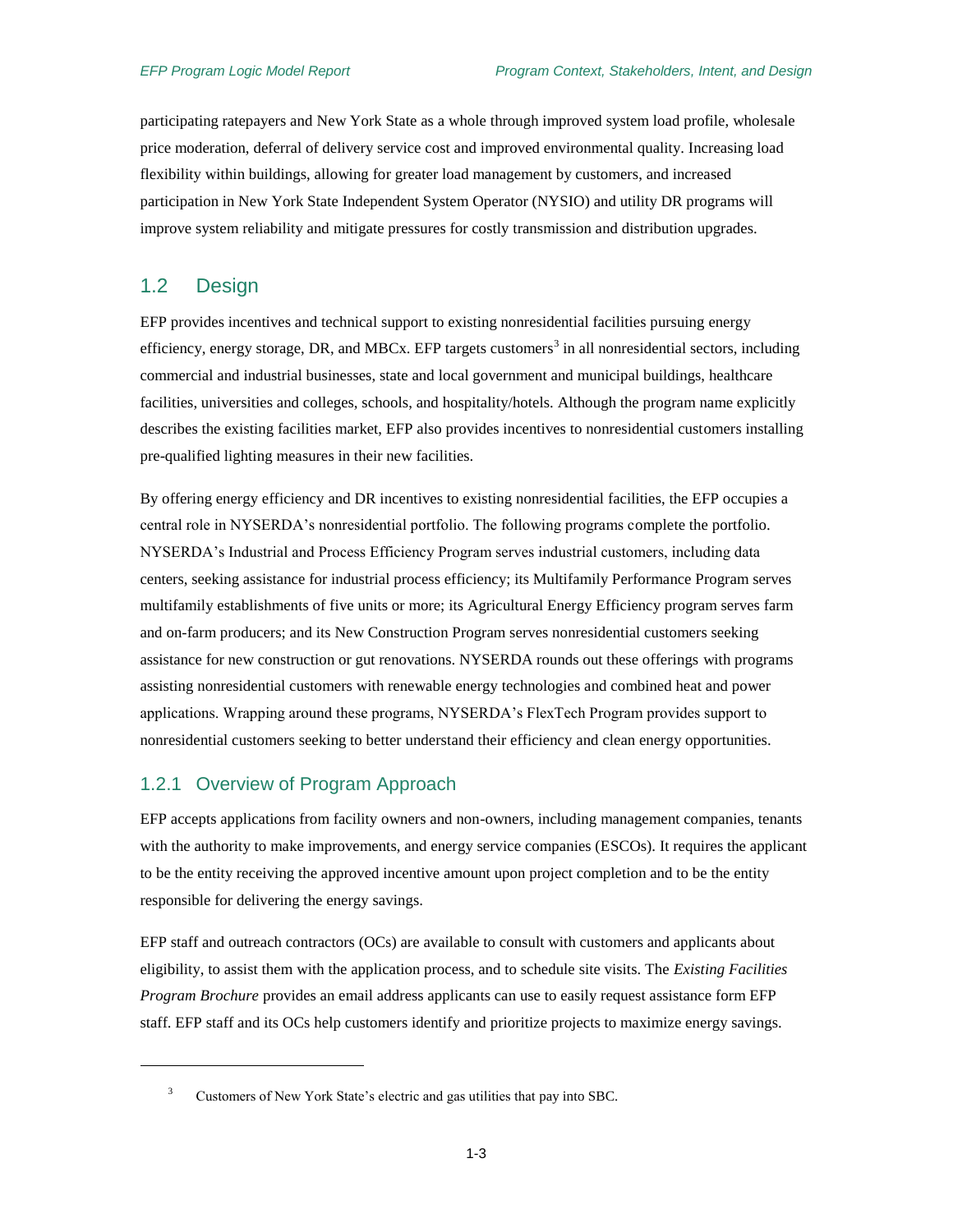participating ratepayers and New York State as a whole through improved system load profile, wholesale price moderation, deferral of delivery service cost and improved environmental quality. Increasing load flexibility within buildings, allowing for greater load management by customers, and increased participation in New York State Independent System Operator (NYSIO) and utility DR programs will improve system reliability and mitigate pressures for costly transmission and distribution upgrades.

## 1.2 Design

EFP provides incentives and technical support to existing nonresidential facilities pursuing energy efficiency, energy storage, DR, and MBCx. EFP targets customers[3] in all nonresidential sectors, including commercial and industrial businesses, state and local government and municipal buildings, healthcare facilities, universities and colleges, schools, and hospitality/hotels. Although the program name explicitly describes the existing facilities market, EFP also provides incentives to nonresidential customers installing pre-qualified lighting measures in their new facilities.

By offering energy efficiency and DR incentives to existing nonresidential facilities, the EFP occupies a central role in NYSERDA's nonresidential portfolio. The following programs complete the portfolio. NYSERDA's Industrial and Process Efficiency Program serves industrial customers, including data centers, seeking assistance for industrial process efficiency; its Multifamily Performance Program serves multifamily establishments of five units or more; its Agricultural Energy Efficiency program serves farm and on-farm producers; and its New Construction Program serves nonresidential customers seeking assistance for new construction or gut renovations. NYSERDA rounds out these offerings with programs assisting nonresidential customers with renewable energy technologies and combined heat and power applications. Wrapping around these programs, NYSERDA's FlexTech Program provides support to nonresidential customers seeking to better understand their efficiency and clean energy opportunities.

### 1.2.1 Overview of Program Approach

EFP accepts applications from facility owners and non-owners, including management companies, tenants with the authority to make improvements, and energy service companies (ESCOs). It requires the applicant to be the entity receiving the approved incentive amount upon project completion and to be the entity responsible for delivering the energy savings.

EFP staff and outreach contractors (OCs) are available to consult with customers and applicants about eligibility, to assist them with the application process, and to schedule site visits. The *Existing Facilities Program Brochure* provides an email address applicants can use to easily request assistance form EFP staff. EFP staff and its OCs help customers identify and prioritize projects to maximize energy savings.

[3] Customers of New York State's electric and gas utilities that pay into SBC.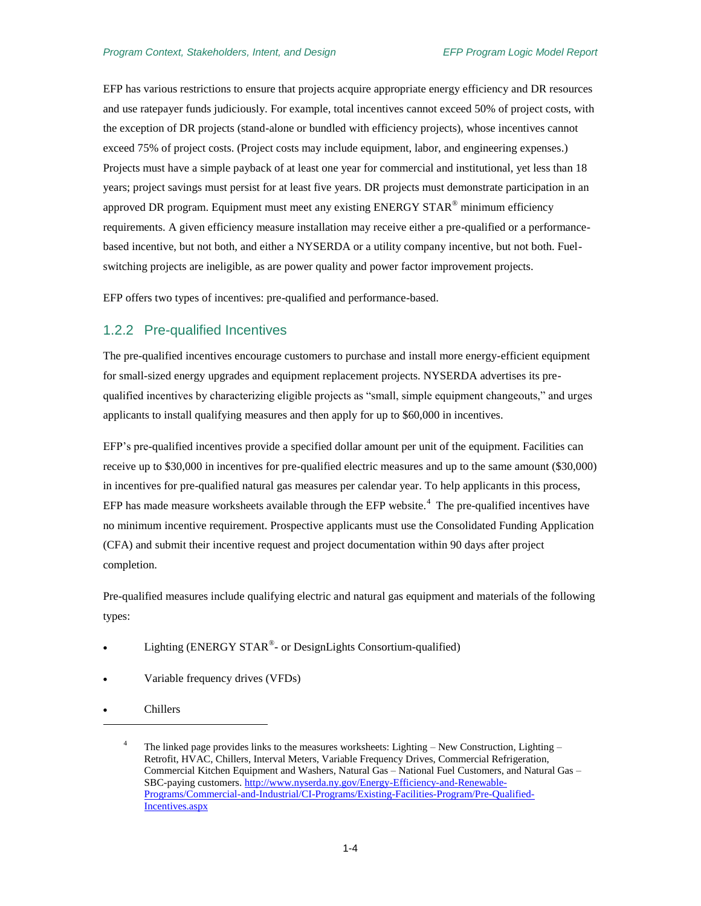EFP has various restrictions to ensure that projects acquire appropriate energy efficiency and DR resources and use ratepayer funds judiciously. For example, total incentives cannot exceed 50% of project costs, with the exception of DR projects (stand-alone or bundled with efficiency projects), whose incentives cannot exceed 75% of project costs. (Project costs may include equipment, labor, and engineering expenses.) Projects must have a simple payback of at least one year for commercial and institutional, yet less than 18 years; project savings must persist for at least five years. DR projects must demonstrate participation in an approved DR program. Equipment must meet any existing ENERGY STAR® minimum efficiency requirements. A given efficiency measure installation may receive either a pre-qualified or a performance-based incentive, but not both, and either a NYSERDA or a utility company incentive, but not both. Fuel-switching projects are ineligible, as are power quality and power factor improvement projects.

EFP offers two types of incentives: pre-qualified and performance-based.

### 1.2.2 Pre-qualified Incentives

The pre-qualified incentives encourage customers to purchase and install more energy-efficient equipment for small-sized energy upgrades and equipment replacement projects. NYSERDA advertises its pre-qualified incentives by characterizing eligible projects as "small, simple equipment changeouts," and urges applicants to install qualifying measures and then apply for up to $60,000 in incentives.

EFP's pre-qualified incentives provide a specified dollar amount per unit of the equipment. Facilities can receive up to $30,000 in incentives for pre-qualified electric measures and up to the same amount ($30,000) in incentives for pre-qualified natural gas measures per calendar year. To help applicants in this process, EFP has made measure worksheets available through the EFP website.[4] The pre-qualified incentives have no minimum incentive requirement. Prospective applicants must use the Consolidated Funding Application (CFA) and submit their incentive request and project documentation within 90 days after project completion.

Pre-qualified measures include qualifying electric and natural gas equipment and materials of the following types:

- Lighting (ENERGY STAR®- or DesignLights Consortium-qualified)
- Variable frequency drives (VFDs)
- Chillers

[4] The linked page provides links to the measures worksheets: Lighting – New Construction, Lighting – Retrofit, HVAC, Chillers, Interval Meters, Variable Frequency Drives, Commercial Refrigeration, Commercial Kitchen Equipment and Washers, Natural Gas – National Fuel Customers, and Natural Gas – SBC-paying customers. http://www.nyserda.ny.gov/Energy-Efficiency-and-Renewable-Programs/Commercial-and-Industrial/CI-Programs/Existing-Facilities-Program/Pre-Qualified-Incentives.aspx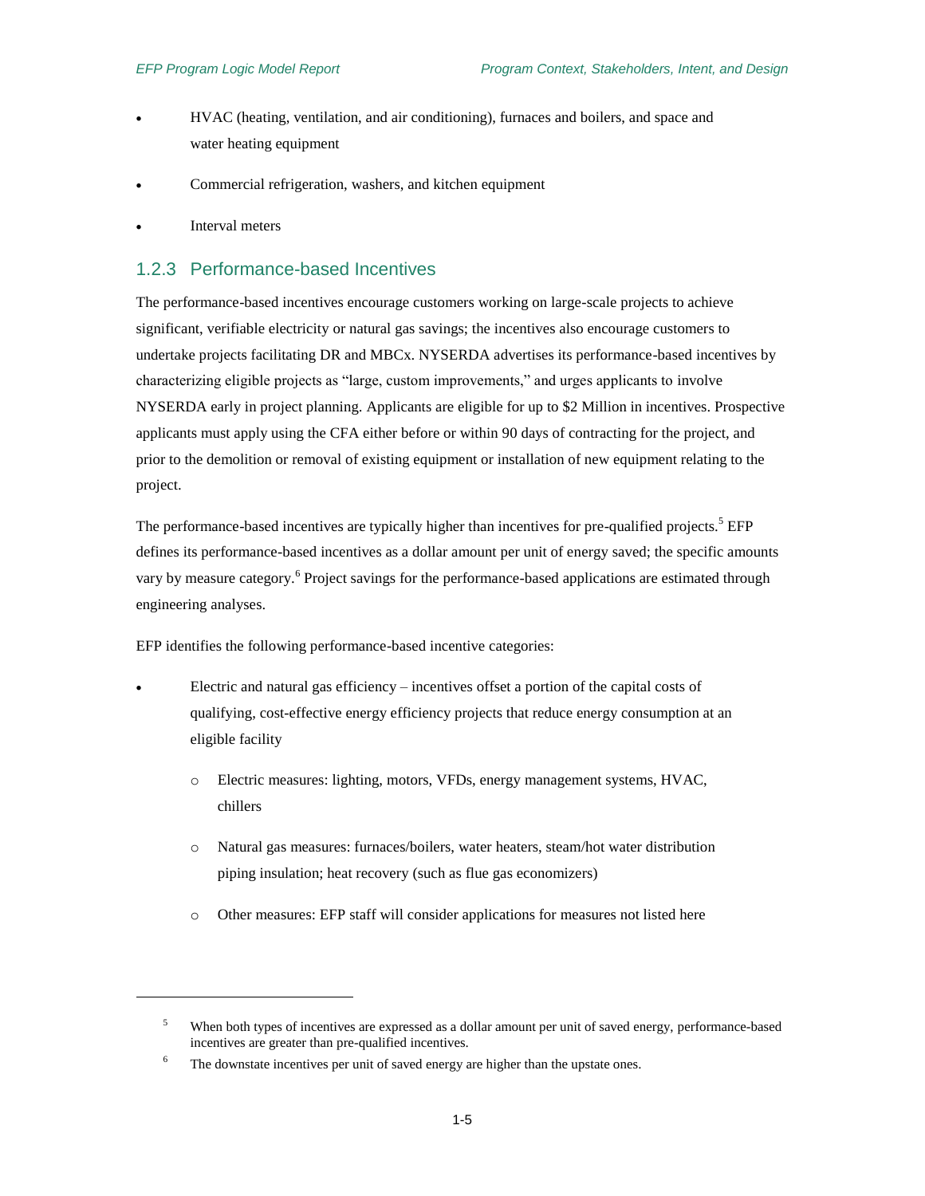- HVAC (heating, ventilation, and air conditioning), furnaces and boilers, and space and water heating equipment
- Commercial refrigeration, washers, and kitchen equipment
- Interval meters

### 1.2.3 Performance-based Incentives

The performance-based incentives encourage customers working on large-scale projects to achieve significant, verifiable electricity or natural gas savings; the incentives also encourage customers to undertake projects facilitating DR and MBCx. NYSERDA advertises its performance-based incentives by characterizing eligible projects as "large, custom improvements," and urges applicants to involve NYSERDA early in project planning. Applicants are eligible for up to $2 Million in incentives. Prospective applicants must apply using the CFA either before or within 90 days of contracting for the project, and prior to the demolition or removal of existing equipment or installation of new equipment relating to the project.

The performance-based incentives are typically higher than incentives for pre-qualified projects.[5] EFP defines its performance-based incentives as a dollar amount per unit of energy saved; the specific amounts vary by measure category.[6] Project savings for the performance-based applications are estimated through engineering analyses.

EFP identifies the following performance-based incentive categories:

- Electric and natural gas efficiency – incentives offset a portion of the capital costs of qualifying, cost-effective energy efficiency projects that reduce energy consumption at an eligible facility
  - Electric measures: lighting, motors, VFDs, energy management systems, HVAC, chillers
  - Natural gas measures: furnaces/boilers, water heaters, steam/hot water distribution piping insulation; heat recovery (such as flue gas economizers)
  - Other measures: EFP staff will consider applications for measures not listed here

---

[5] When both types of incentives are expressed as a dollar amount per unit of saved energy, performance-based incentives are greater than pre-qualified incentives.

[6] The downstate incentives per unit of saved energy are higher than the upstate ones.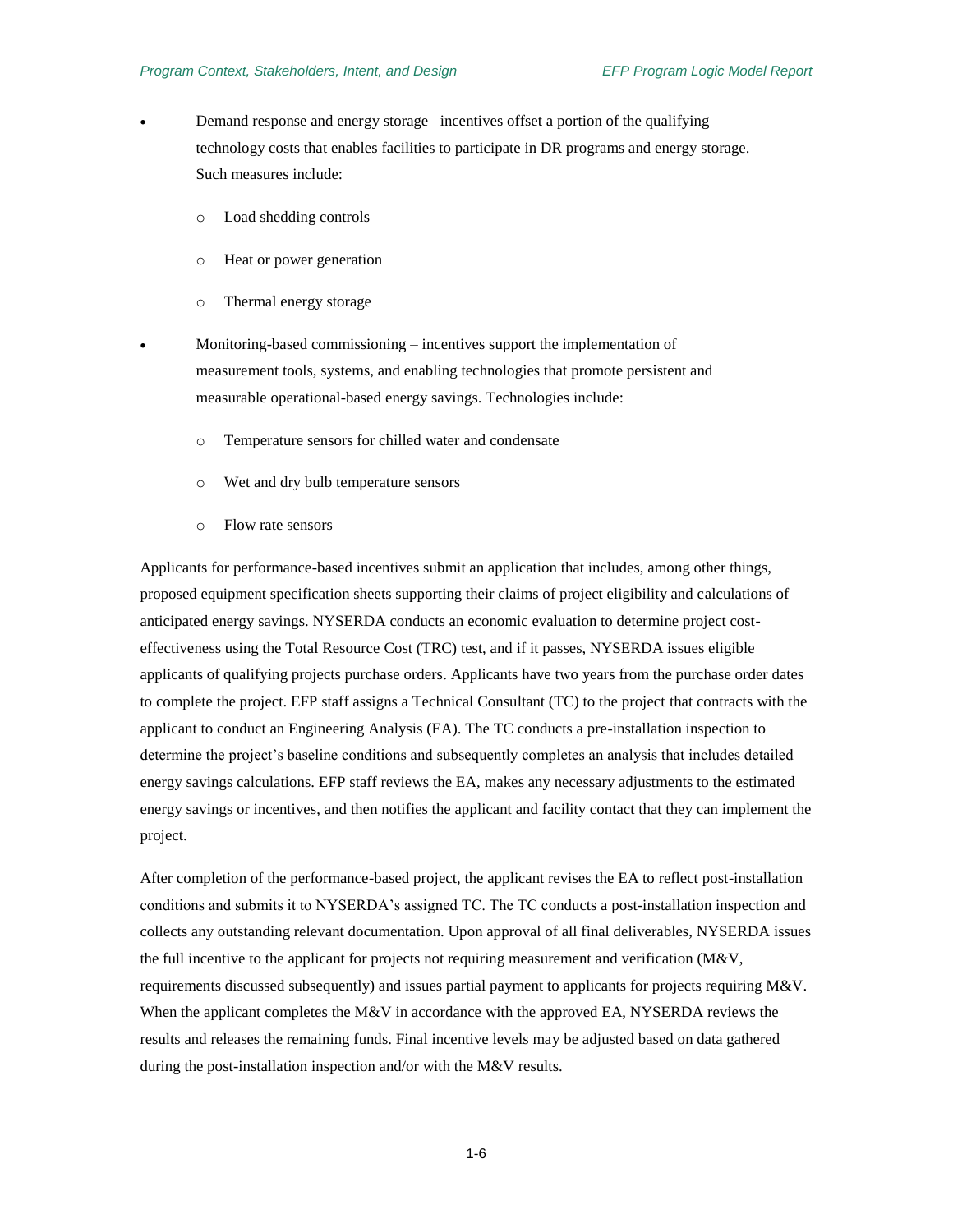- Demand response and energy storage– incentives offset a portion of the qualifying technology costs that enables facilities to participate in DR programs and energy storage. Such measures include:
    - Load shedding controls
    - Heat or power generation
    - Thermal energy storage
- Monitoring-based commissioning – incentives support the implementation of measurement tools, systems, and enabling technologies that promote persistent and measurable operational-based energy savings. Technologies include:
    - Temperature sensors for chilled water and condensate
    - Wet and dry bulb temperature sensors
    - Flow rate sensors

Applicants for performance-based incentives submit an application that includes, among other things, proposed equipment specification sheets supporting their claims of project eligibility and calculations of anticipated energy savings. NYSERDA conducts an economic evaluation to determine project cost-effectiveness using the Total Resource Cost (TRC) test, and if it passes, NYSERDA issues eligible applicants of qualifying projects purchase orders. Applicants have two years from the purchase order dates to complete the project. EFP staff assigns a Technical Consultant (TC) to the project that contracts with the applicant to conduct an Engineering Analysis (EA). The TC conducts a pre-installation inspection to determine the project's baseline conditions and subsequently completes an analysis that includes detailed energy savings calculations. EFP staff reviews the EA, makes any necessary adjustments to the estimated energy savings or incentives, and then notifies the applicant and facility contact that they can implement the project.

After completion of the performance-based project, the applicant revises the EA to reflect post-installation conditions and submits it to NYSERDA's assigned TC. The TC conducts a post-installation inspection and collects any outstanding relevant documentation. Upon approval of all final deliverables, NYSERDA issues the full incentive to the applicant for projects not requiring measurement and verification (M&V, requirements discussed subsequently) and issues partial payment to applicants for projects requiring M&V. When the applicant completes the M&V in accordance with the approved EA, NYSERDA reviews the results and releases the remaining funds. Final incentive levels may be adjusted based on data gathered during the post-installation inspection and/or with the M&V results.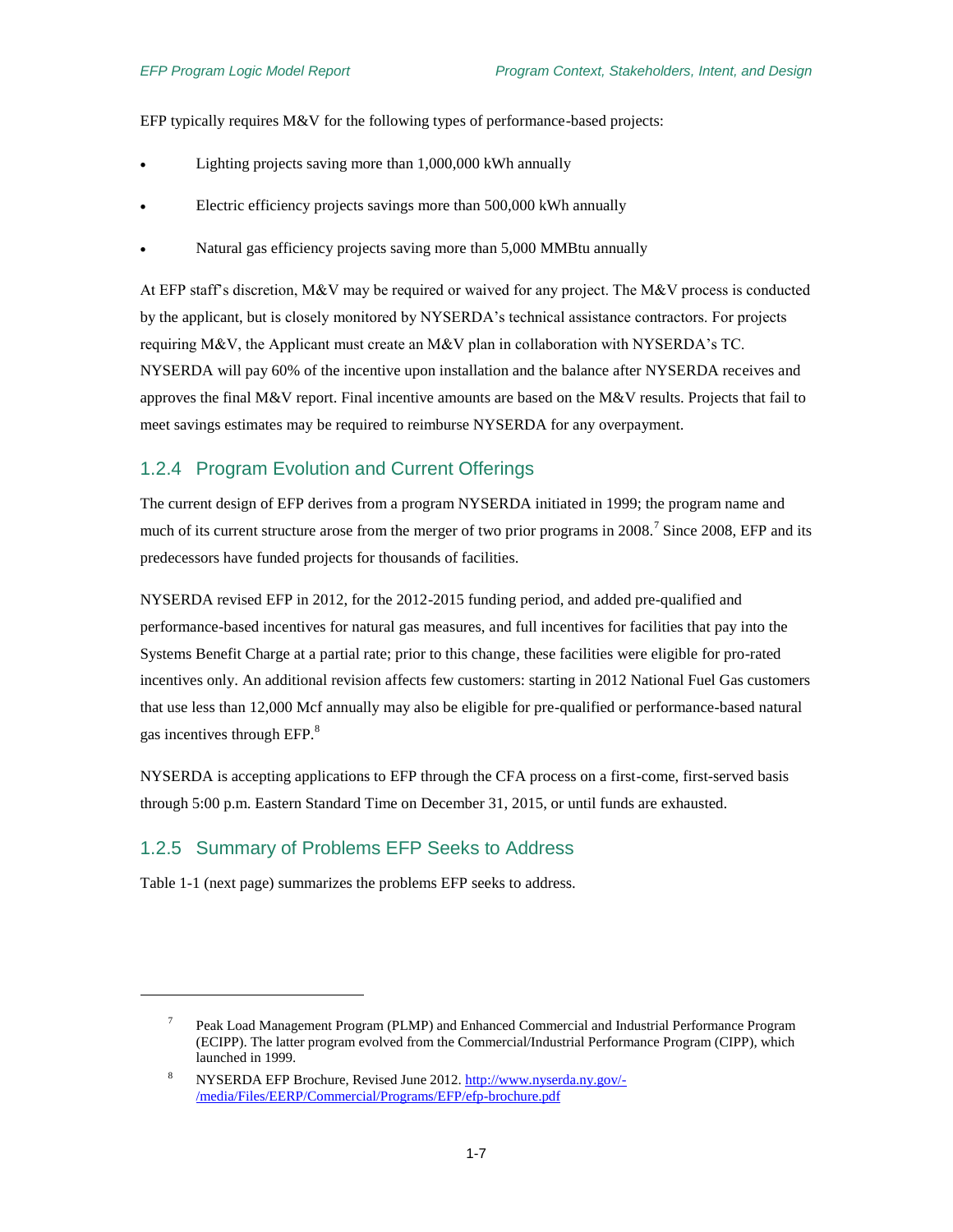EFP typically requires M&V for the following types of performance-based projects:

- Lighting projects saving more than 1,000,000 kWh annually
- Electric efficiency projects savings more than 500,000 kWh annually
- Natural gas efficiency projects saving more than 5,000 MMBtu annually

At EFP staff's discretion, M&V may be required or waived for any project. The M&V process is conducted by the applicant, but is closely monitored by NYSERDA's technical assistance contractors. For projects requiring M&V, the Applicant must create an M&V plan in collaboration with NYSERDA's TC. NYSERDA will pay 60% of the incentive upon installation and the balance after NYSERDA receives and approves the final M&V report. Final incentive amounts are based on the M&V results. Projects that fail to meet savings estimates may be required to reimburse NYSERDA for any overpayment.

### 1.2.4 Program Evolution and Current Offerings

The current design of EFP derives from a program NYSERDA initiated in 1999; the program name and much of its current structure arose from the merger of two prior programs in 2008.[7] Since 2008, EFP and its predecessors have funded projects for thousands of facilities.

NYSERDA revised EFP in 2012, for the 2012-2015 funding period, and added pre-qualified and performance-based incentives for natural gas measures, and full incentives for facilities that pay into the Systems Benefit Charge at a partial rate; prior to this change, these facilities were eligible for pro-rated incentives only. An additional revision affects few customers: starting in 2012 National Fuel Gas customers that use less than 12,000 Mcf annually may also be eligible for pre-qualified or performance-based natural gas incentives through EFP.[8]

NYSERDA is accepting applications to EFP through the CFA process on a first-come, first-served basis through 5:00 p.m. Eastern Standard Time on December 31, 2015, or until funds are exhausted.

### 1.2.5 Summary of Problems EFP Seeks to Address

Table 1-1 (next page) summarizes the problems EFP seeks to address.

---

[7] Peak Load Management Program (PLMP) and Enhanced Commercial and Industrial Performance Program (ECIPP). The latter program evolved from the Commercial/Industrial Performance Program (CIPP), which launched in 1999.

[8] NYSERDA EFP Brochure, Revised June 2012. http://www.nyserda.ny.gov/-/media/Files/EERP/Commercial/Programs/EFP/efp-brochure.pdf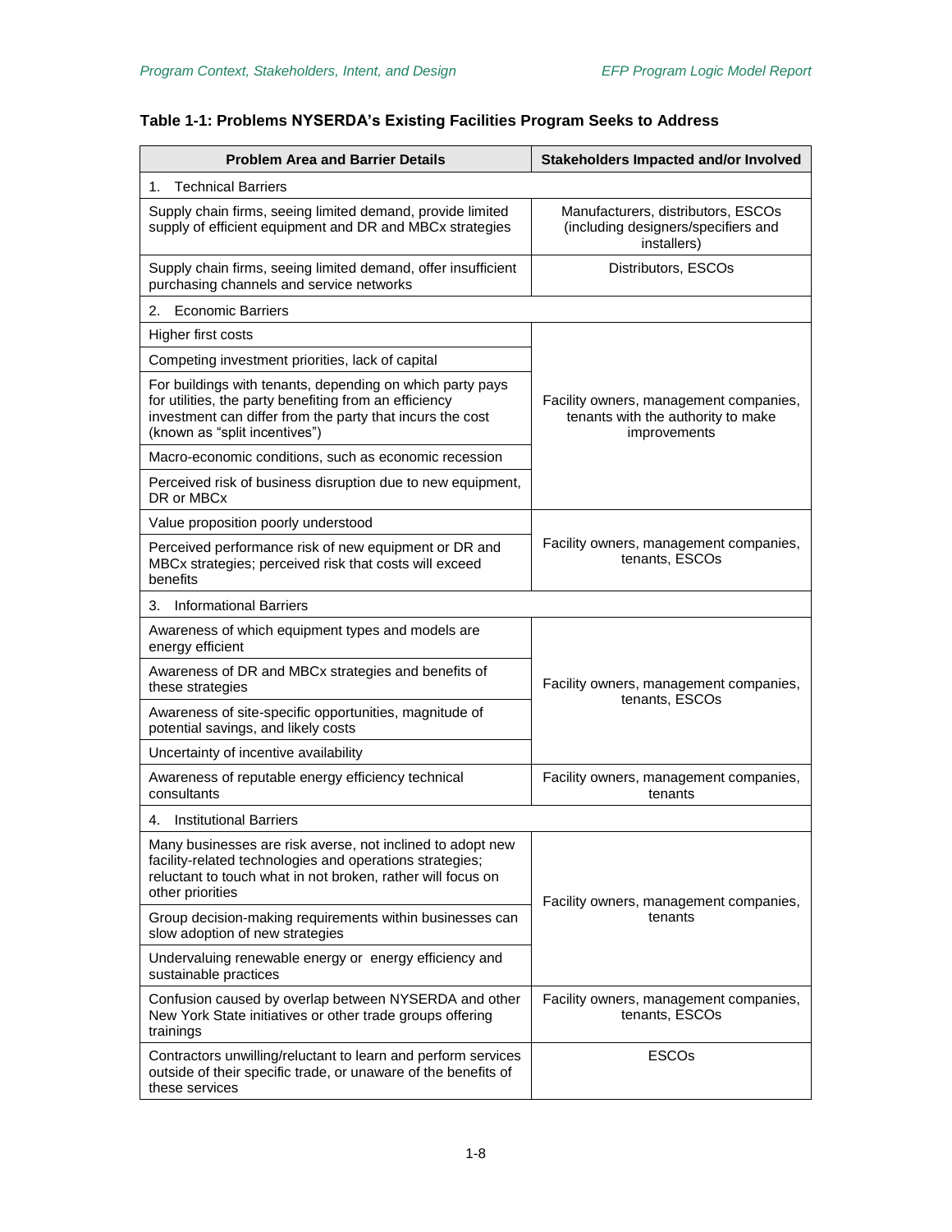**Table 1-1: Problems NYSERDA's Existing Facilities Program Seeks to Address**

| Problem Area and Barrier Details | Stakeholders Impacted and/or Involved |
|---|---|
| 1. Technical Barriers | |
| Supply chain firms, seeing limited demand, provide limited supply of efficient equipment and DR and MBCx strategies | Manufacturers, distributors, ESCOs (including designers/specifiers and installers) |
| Supply chain firms, seeing limited demand, offer insufficient purchasing channels and service networks | Distributors, ESCOs |
| 2. Economic Barriers | |
| Higher first costs | Facility owners, management companies, tenants with the authority to make improvements |
| Competing investment priorities, lack of capital | |
| For buildings with tenants, depending on which party pays for utilities, the party benefiting from an efficiency investment can differ from the party that incurs the cost (known as "split incentives") | |
| Macro-economic conditions, such as economic recession | |
| Perceived risk of business disruption due to new equipment, DR or MBCx | |
| Value proposition poorly understood | Facility owners, management companies, tenants, ESCOs |
| Perceived performance risk of new equipment or DR and MBCx strategies; perceived risk that costs will exceed benefits | |
| 3. Informational Barriers | |
| Awareness of which equipment types and models are energy efficient | Facility owners, management companies, tenants, ESCOs |
| Awareness of DR and MBCx strategies and benefits of these strategies | |
| Awareness of site-specific opportunities, magnitude of potential savings, and likely costs | |
| Uncertainty of incentive availability | |
| Awareness of reputable energy efficiency technical consultants | Facility owners, management companies, tenants |
| 4. Institutional Barriers | |
| Many businesses are risk averse, not inclined to adopt new facility-related technologies and operations strategies; reluctant to touch what in not broken, rather will focus on other priorities | Facility owners, management companies, tenants |
| Group decision-making requirements within businesses can slow adoption of new strategies | |
| Undervaluing renewable energy or energy efficiency and sustainable practices | |
| Confusion caused by overlap between NYSERDA and other New York State initiatives or other trade groups offering trainings | Facility owners, management companies, tenants, ESCOs |
| Contractors unwilling/reluctant to learn and perform services outside of their specific trade, or unaware of the benefits of these services | ESCOs |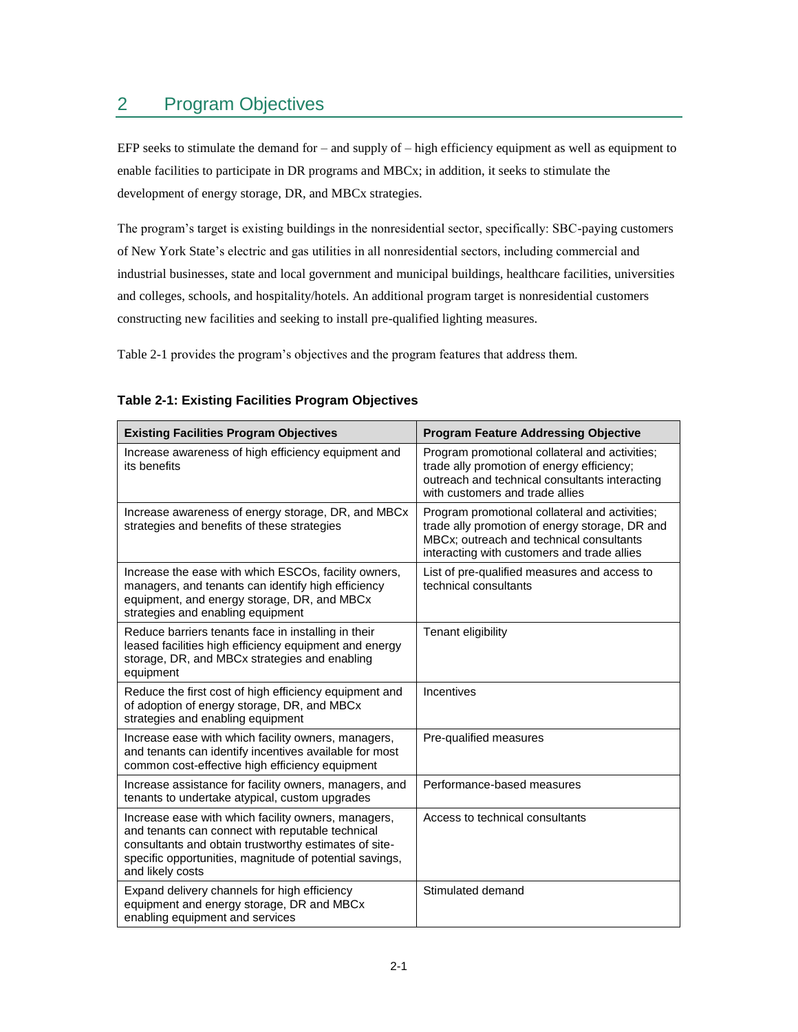# 2 Program Objectives

EFP seeks to stimulate the demand for – and supply of – high efficiency equipment as well as equipment to enable facilities to participate in DR programs and MBCx; in addition, it seeks to stimulate the development of energy storage, DR, and MBCx strategies.

The program's target is existing buildings in the nonresidential sector, specifically: SBC-paying customers of New York State's electric and gas utilities in all nonresidential sectors, including commercial and industrial businesses, state and local government and municipal buildings, healthcare facilities, universities and colleges, schools, and hospitality/hotels. An additional program target is nonresidential customers constructing new facilities and seeking to install pre-qualified lighting measures.

Table 2-1 provides the program's objectives and the program features that address them.

**Table 2-1: Existing Facilities Program Objectives**

| Existing Facilities Program Objectives | Program Feature Addressing Objective |
|---|---|
| Increase awareness of high efficiency equipment and its benefits | Program promotional collateral and activities; trade ally promotion of energy efficiency; outreach and technical consultants interacting with customers and trade allies |
| Increase awareness of energy storage, DR, and MBCx strategies and benefits of these strategies | Program promotional collateral and activities; trade ally promotion of energy storage, DR and MBCx; outreach and technical consultants interacting with customers and trade allies |
| Increase the ease with which ESCOs, facility owners, managers, and tenants can identify high efficiency equipment, and energy storage, DR, and MBCx strategies and enabling equipment | List of pre-qualified measures and access to technical consultants |
| Reduce barriers tenants face in installing in their leased facilities high efficiency equipment and energy storage, DR, and MBCx strategies and enabling equipment | Tenant eligibility |
| Reduce the first cost of high efficiency equipment and of adoption of energy storage, DR, and MBCx strategies and enabling equipment | Incentives |
| Increase ease with which facility owners, managers, and tenants can identify incentives available for most common cost-effective high efficiency equipment | Pre-qualified measures |
| Increase assistance for facility owners, managers, and tenants to undertake atypical, custom upgrades | Performance-based measures |
| Increase ease with which facility owners, managers, and tenants can connect with reputable technical consultants and obtain trustworthy estimates of site-specific opportunities, magnitude of potential savings, and likely costs | Access to technical consultants |
| Expand delivery channels for high efficiency equipment and energy storage, DR and MBCx enabling equipment and services | Stimulated demand |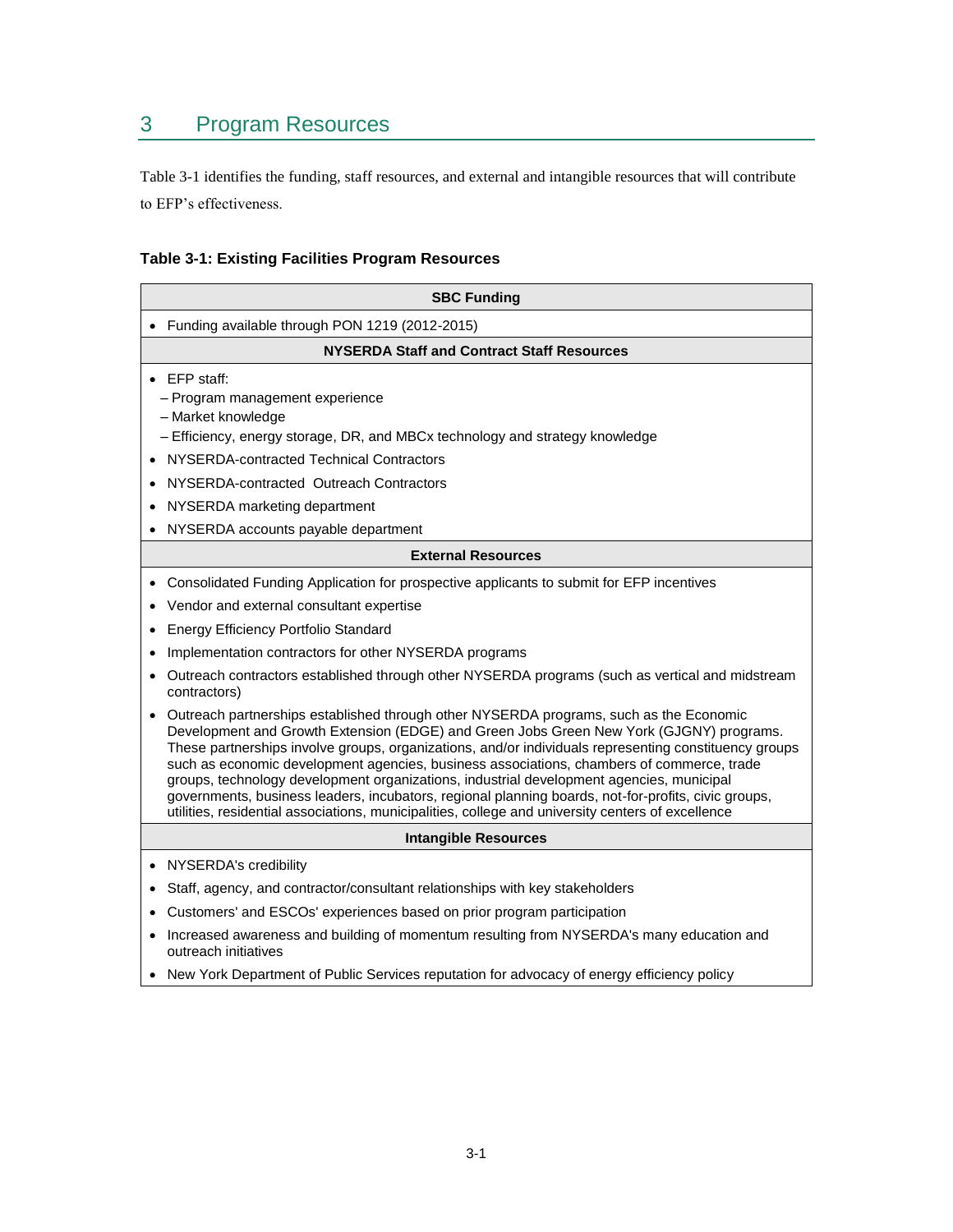# 3 Program Resources

Table 3-1 identifies the funding, staff resources, and external and intangible resources that will contribute to EFP's effectiveness.

**Table 3-1: Existing Facilities Program Resources**

| **SBC Funding** |
|---|
| • Funding available through PON 1219 (2012-2015) |
| **NYSERDA Staff and Contract Staff Resources** |
| • EFP staff:<br>– Program management experience<br>– Market knowledge<br>– Efficiency, energy storage, DR, and MBCx technology and strategy knowledge<br>• NYSERDA-contracted Technical Contractors<br>• NYSERDA-contracted Outreach Contractors<br>• NYSERDA marketing department<br>• NYSERDA accounts payable department |
| **External Resources** |
| • Consolidated Funding Application for prospective applicants to submit for EFP incentives<br>• Vendor and external consultant expertise<br>• Energy Efficiency Portfolio Standard<br>• Implementation contractors for other NYSERDA programs<br>• Outreach contractors established through other NYSERDA programs (such as vertical and midstream contractors)<br>• Outreach partnerships established through other NYSERDA programs, such as the Economic Development and Growth Extension (EDGE) and Green Jobs Green New York (GJGNY) programs. These partnerships involve groups, organizations, and/or individuals representing constituency groups such as economic development agencies, business associations, chambers of commerce, trade groups, technology development organizations, industrial development agencies, municipal governments, business leaders, incubators, regional planning boards, not-for-profits, civic groups, utilities, residential associations, municipalities, college and university centers of excellence |
| **Intangible Resources** |
| • NYSERDA's credibility<br>• Staff, agency, and contractor/consultant relationships with key stakeholders<br>• Customers' and ESCOs' experiences based on prior program participation<br>• Increased awareness and building of momentum resulting from NYSERDA's many education and outreach initiatives<br>• New York Department of Public Services reputation for advocacy of energy efficiency policy |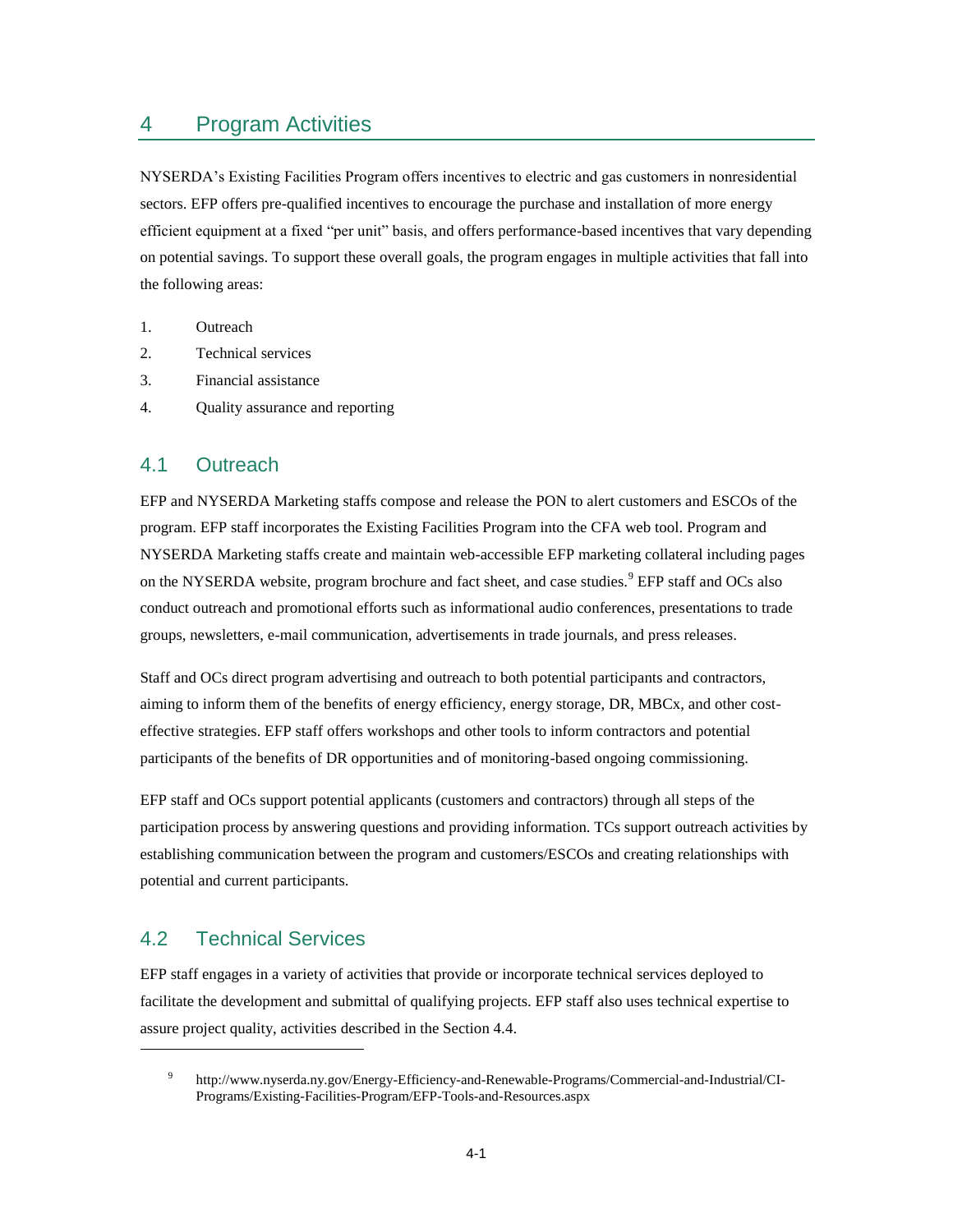# 4 Program Activities

NYSERDA's Existing Facilities Program offers incentives to electric and gas customers in nonresidential sectors. EFP offers pre-qualified incentives to encourage the purchase and installation of more energy efficient equipment at a fixed "per unit" basis, and offers performance-based incentives that vary depending on potential savings. To support these overall goals, the program engages in multiple activities that fall into the following areas:

1. Outreach
2. Technical services
3. Financial assistance
4. Quality assurance and reporting

## 4.1 Outreach

EFP and NYSERDA Marketing staffs compose and release the PON to alert customers and ESCOs of the program. EFP staff incorporates the Existing Facilities Program into the CFA web tool. Program and NYSERDA Marketing staffs create and maintain web-accessible EFP marketing collateral including pages on the NYSERDA website, program brochure and fact sheet, and case studies.[9] EFP staff and OCs also conduct outreach and promotional efforts such as informational audio conferences, presentations to trade groups, newsletters, e-mail communication, advertisements in trade journals, and press releases.

Staff and OCs direct program advertising and outreach to both potential participants and contractors, aiming to inform them of the benefits of energy efficiency, energy storage, DR, MBCx, and other cost-effective strategies. EFP staff offers workshops and other tools to inform contractors and potential participants of the benefits of DR opportunities and of monitoring-based ongoing commissioning.

EFP staff and OCs support potential applicants (customers and contractors) through all steps of the participation process by answering questions and providing information. TCs support outreach activities by establishing communication between the program and customers/ESCOs and creating relationships with potential and current participants.

## 4.2 Technical Services

EFP staff engages in a variety of activities that provide or incorporate technical services deployed to facilitate the development and submittal of qualifying projects. EFP staff also uses technical expertise to assure project quality, activities described in the Section 4.4.

---

[9] http://www.nyserda.ny.gov/Energy-Efficiency-and-Renewable-Programs/Commercial-and-Industrial/CI-Programs/Existing-Facilities-Program/EFP-Tools-and-Resources.aspx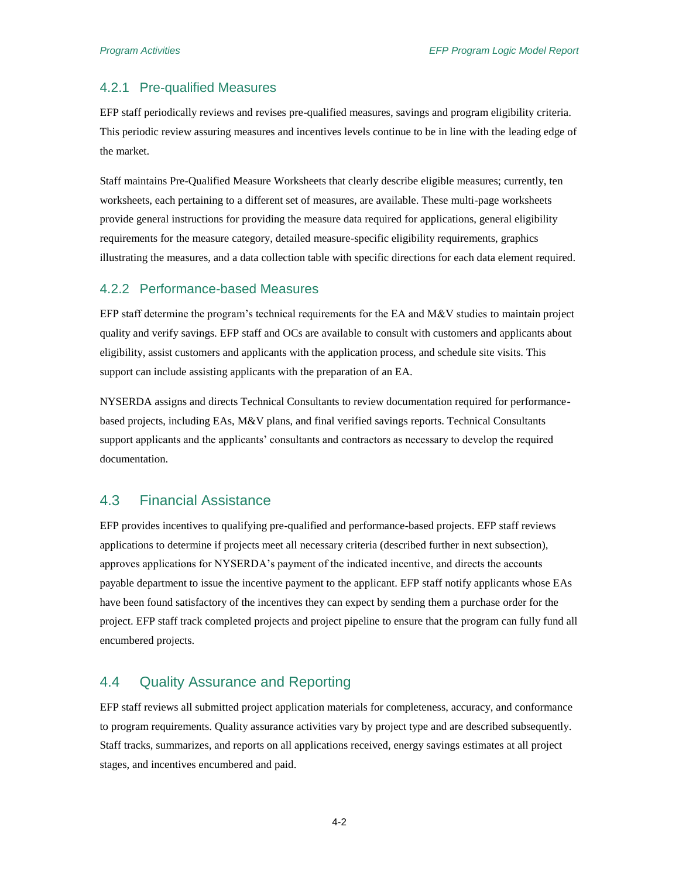### 4.2.1 Pre-qualified Measures

EFP staff periodically reviews and revises pre-qualified measures, savings and program eligibility criteria. This periodic review assuring measures and incentives levels continue to be in line with the leading edge of the market.

Staff maintains Pre-Qualified Measure Worksheets that clearly describe eligible measures; currently, ten worksheets, each pertaining to a different set of measures, are available. These multi-page worksheets provide general instructions for providing the measure data required for applications, general eligibility requirements for the measure category, detailed measure-specific eligibility requirements, graphics illustrating the measures, and a data collection table with specific directions for each data element required.

### 4.2.2 Performance-based Measures

EFP staff determine the program's technical requirements for the EA and M&V studies to maintain project quality and verify savings. EFP staff and OCs are available to consult with customers and applicants about eligibility, assist customers and applicants with the application process, and schedule site visits. This support can include assisting applicants with the preparation of an EA.

NYSERDA assigns and directs Technical Consultants to review documentation required for performance-based projects, including EAs, M&V plans, and final verified savings reports. Technical Consultants support applicants and the applicants' consultants and contractors as necessary to develop the required documentation.

## 4.3 Financial Assistance

EFP provides incentives to qualifying pre-qualified and performance-based projects. EFP staff reviews applications to determine if projects meet all necessary criteria (described further in next subsection), approves applications for NYSERDA's payment of the indicated incentive, and directs the accounts payable department to issue the incentive payment to the applicant. EFP staff notify applicants whose EAs have been found satisfactory of the incentives they can expect by sending them a purchase order for the project. EFP staff track completed projects and project pipeline to ensure that the program can fully fund all encumbered projects.

## 4.4 Quality Assurance and Reporting

EFP staff reviews all submitted project application materials for completeness, accuracy, and conformance to program requirements. Quality assurance activities vary by project type and are described subsequently. Staff tracks, summarizes, and reports on all applications received, energy savings estimates at all project stages, and incentives encumbered and paid.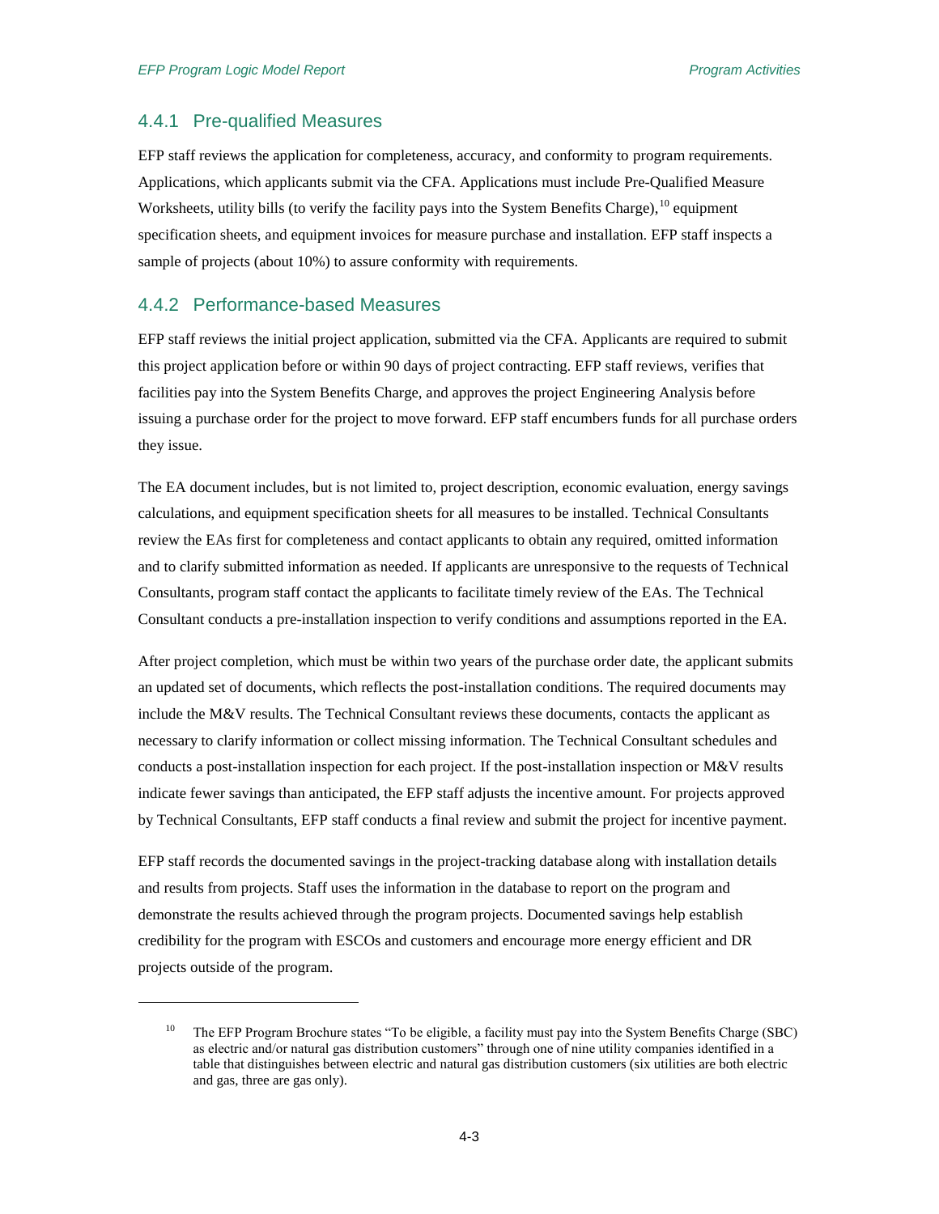### 4.4.1 Pre-qualified Measures

EFP staff reviews the application for completeness, accuracy, and conformity to program requirements. Applications, which applicants submit via the CFA. Applications must include Pre-Qualified Measure Worksheets, utility bills (to verify the facility pays into the System Benefits Charge),[10] equipment specification sheets, and equipment invoices for measure purchase and installation. EFP staff inspects a sample of projects (about 10%) to assure conformity with requirements.

### 4.4.2 Performance-based Measures

EFP staff reviews the initial project application, submitted via the CFA. Applicants are required to submit this project application before or within 90 days of project contracting. EFP staff reviews, verifies that facilities pay into the System Benefits Charge, and approves the project Engineering Analysis before issuing a purchase order for the project to move forward. EFP staff encumbers funds for all purchase orders they issue.

The EA document includes, but is not limited to, project description, economic evaluation, energy savings calculations, and equipment specification sheets for all measures to be installed. Technical Consultants review the EAs first for completeness and contact applicants to obtain any required, omitted information and to clarify submitted information as needed. If applicants are unresponsive to the requests of Technical Consultants, program staff contact the applicants to facilitate timely review of the EAs. The Technical Consultant conducts a pre-installation inspection to verify conditions and assumptions reported in the EA.

After project completion, which must be within two years of the purchase order date, the applicant submits an updated set of documents, which reflects the post-installation conditions. The required documents may include the M&V results. The Technical Consultant reviews these documents, contacts the applicant as necessary to clarify information or collect missing information. The Technical Consultant schedules and conducts a post-installation inspection for each project. If the post-installation inspection or M&V results indicate fewer savings than anticipated, the EFP staff adjusts the incentive amount. For projects approved by Technical Consultants, EFP staff conducts a final review and submit the project for incentive payment.

EFP staff records the documented savings in the project-tracking database along with installation details and results from projects. Staff uses the information in the database to report on the program and demonstrate the results achieved through the program projects. Documented savings help establish credibility for the program with ESCOs and customers and encourage more energy efficient and DR projects outside of the program.

---

[10] The EFP Program Brochure states "To be eligible, a facility must pay into the System Benefits Charge (SBC) as electric and/or natural gas distribution customers" through one of nine utility companies identified in a table that distinguishes between electric and natural gas distribution customers (six utilities are both electric and gas, three are gas only).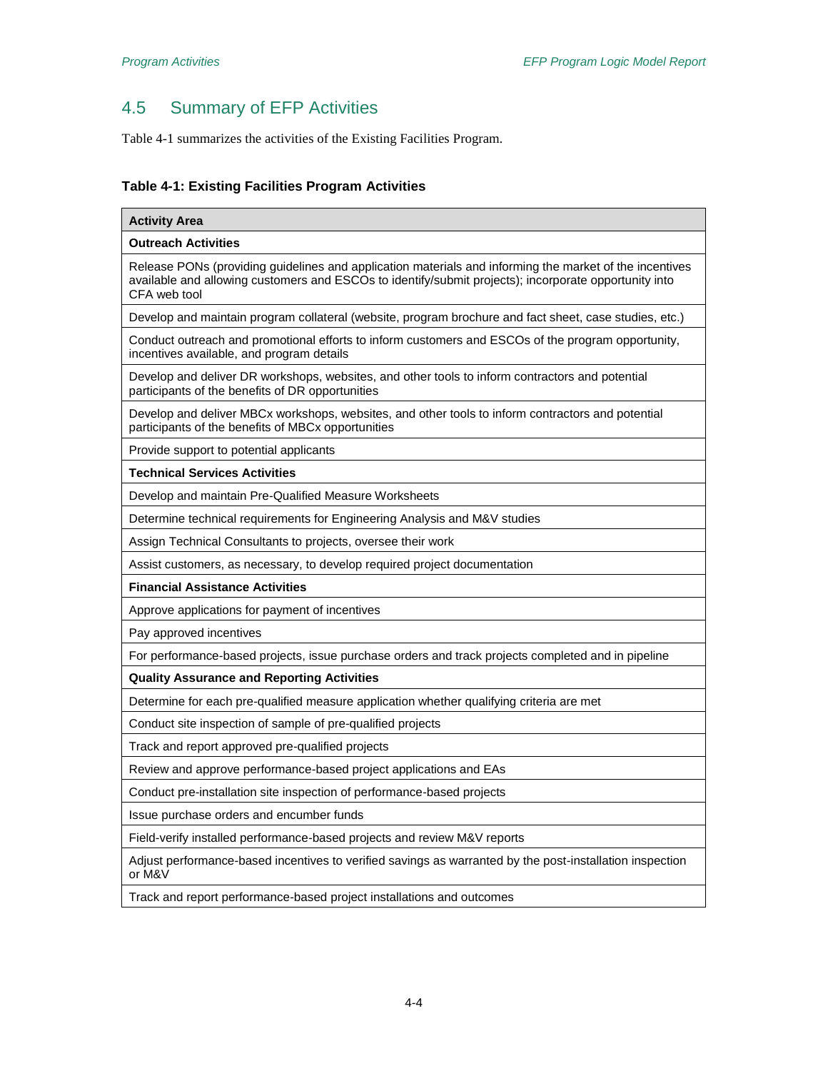## 4.5 Summary of EFP Activities

Table 4-1 summarizes the activities of the Existing Facilities Program.

**Table 4-1: Existing Facilities Program Activities**

| Activity Area |
|---|
| **Outreach Activities** |
| Release PONs (providing guidelines and application materials and informing the market of the incentives available and allowing customers and ESCOs to identify/submit projects); incorporate opportunity into CFA web tool |
| Develop and maintain program collateral (website, program brochure and fact sheet, case studies, etc.) |
| Conduct outreach and promotional efforts to inform customers and ESCOs of the program opportunity, incentives available, and program details |
| Develop and deliver DR workshops, websites, and other tools to inform contractors and potential participants of the benefits of DR opportunities |
| Develop and deliver MBCx workshops, websites, and other tools to inform contractors and potential participants of the benefits of MBCx opportunities |
| Provide support to potential applicants |
| **Technical Services Activities** |
| Develop and maintain Pre-Qualified Measure Worksheets |
| Determine technical requirements for Engineering Analysis and M&V studies |
| Assign Technical Consultants to projects, oversee their work |
| Assist customers, as necessary, to develop required project documentation |
| **Financial Assistance Activities** |
| Approve applications for payment of incentives |
| Pay approved incentives |
| For performance-based projects, issue purchase orders and track projects completed and in pipeline |
| **Quality Assurance and Reporting Activities** |
| Determine for each pre-qualified measure application whether qualifying criteria are met |
| Conduct site inspection of sample of pre-qualified projects |
| Track and report approved pre-qualified projects |
| Review and approve performance-based project applications and EAs |
| Conduct pre-installation site inspection of performance-based projects |
| Issue purchase orders and encumber funds |
| Field-verify installed performance-based projects and review M&V reports |
| Adjust performance-based incentives to verified savings as warranted by the post-installation inspection or M&V |
| Track and report performance-based project installations and outcomes |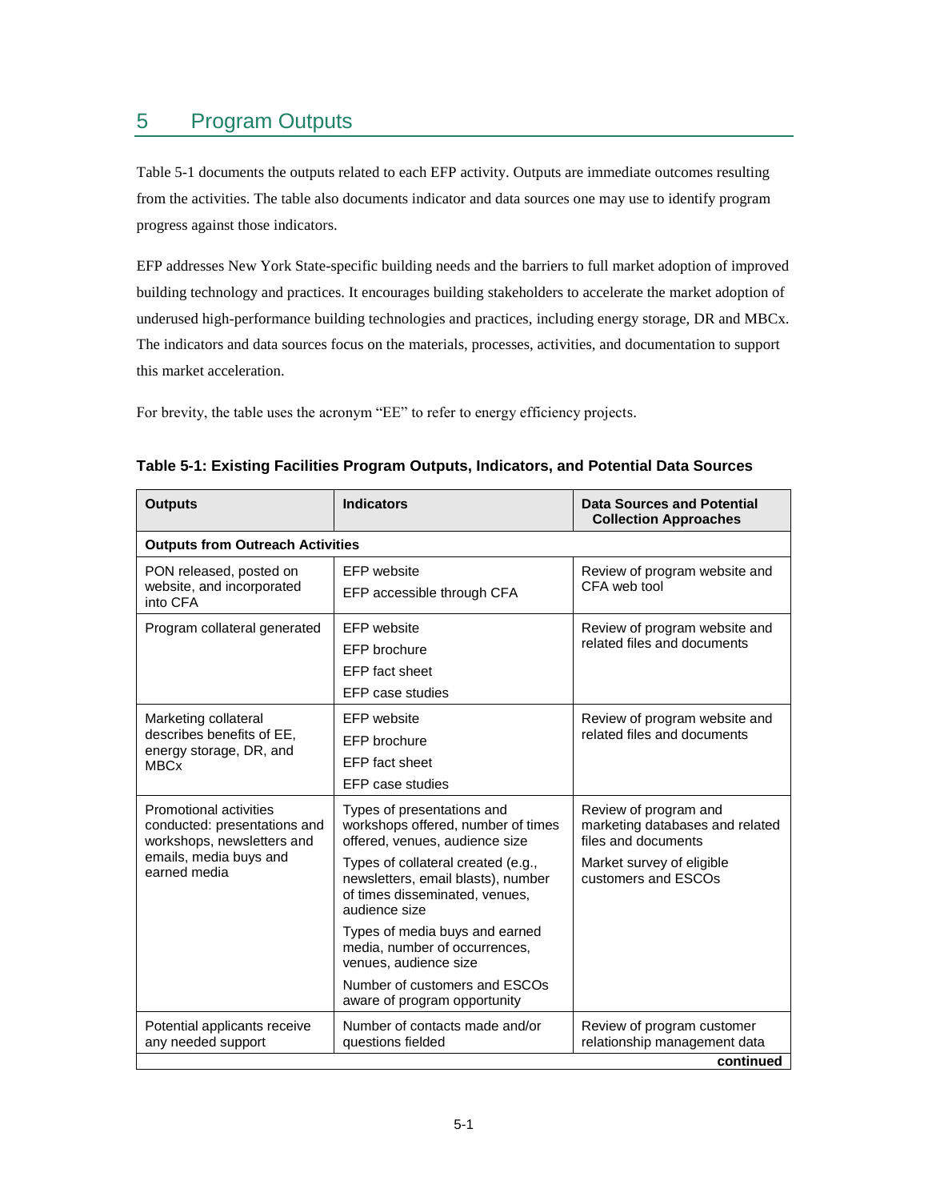# 5 Program Outputs

Table 5-1 documents the outputs related to each EFP activity. Outputs are immediate outcomes resulting from the activities. The table also documents indicator and data sources one may use to identify program progress against those indicators.

EFP addresses New York State-specific building needs and the barriers to full market adoption of improved building technology and practices. It encourages building stakeholders to accelerate the market adoption of underused high-performance building technologies and practices, including energy storage, DR and MBCx. The indicators and data sources focus on the materials, processes, activities, and documentation to support this market acceleration.

For brevity, the table uses the acronym "EE" to refer to energy efficiency projects.

**Table 5-1: Existing Facilities Program Outputs, Indicators, and Potential Data Sources**

| Outputs | Indicators | Data Sources and Potential Collection Approaches |
|---|---|---|
| **Outputs from Outreach Activities** | | |
| PON released, posted on website, and incorporated into CFA | EFP website<br>EFP accessible through CFA | Review of program website and CFA web tool |
| Program collateral generated | EFP website<br>EFP brochure<br>EFP fact sheet<br>EFP case studies | Review of program website and related files and documents |
| Marketing collateral describes benefits of EE, energy storage, DR, and MBCx | EFP website<br>EFP brochure<br>EFP fact sheet<br>EFP case studies | Review of program website and related files and documents |
| Promotional activities conducted: presentations and workshops, newsletters and emails, media buys and earned media | Types of presentations and workshops offered, number of times offered, venues, audience size<br>Types of collateral created (e.g., newsletters, email blasts), number of times disseminated, venues, audience size<br>Types of media buys and earned media, number of occurrences, venues, audience size<br>Number of customers and ESCOs aware of program opportunity | Review of program and marketing databases and related files and documents<br>Market survey of eligible customers and ESCOs |
| Potential applicants receive any needed support | Number of contacts made and/or questions fielded | Review of program customer relationship management data |

**continued**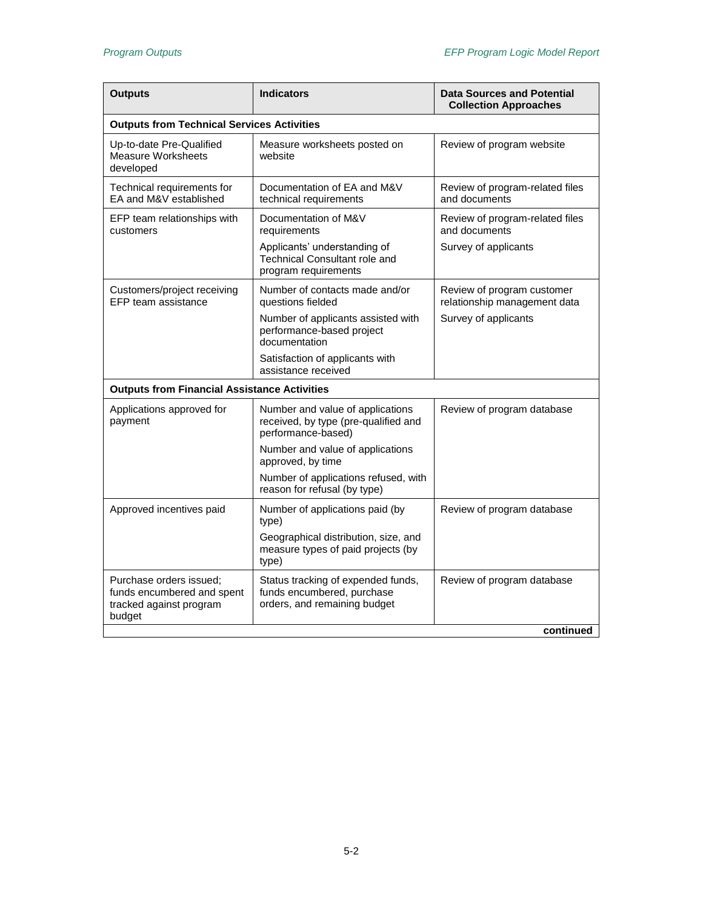| Outputs | Indicators | Data Sources and Potential Collection Approaches |
|---|---|---|
| **Outputs from Technical Services Activities** | | |
| Up-to-date Pre-Qualified Measure Worksheets developed | Measure worksheets posted on website | Review of program website |
| Technical requirements for EA and M&V established | Documentation of EA and M&V technical requirements | Review of program-related files and documents |
| EFP team relationships with customers | Documentation of M&V requirements | Review of program-related files and documents |
| | Applicants' understanding of Technical Consultant role and program requirements | Survey of applicants |
| Customers/project receiving EFP team assistance | Number of contacts made and/or questions fielded | Review of program customer relationship management data |
| | Number of applicants assisted with performance-based project documentation | Survey of applicants |
| | Satisfaction of applicants with assistance received | |
| **Outputs from Financial Assistance Activities** | | |
| Applications approved for payment | Number and value of applications received, by type (pre-qualified and performance-based) | Review of program database |
| | Number and value of applications approved, by time | |
| | Number of applications refused, with reason for refusal (by type) | |
| Approved incentives paid | Number of applications paid (by type) | Review of program database |
| | Geographical distribution, size, and measure types of paid projects (by type) | |
| Purchase orders issued; funds encumbered and spent tracked against program budget | Status tracking of expended funds, funds encumbered, purchase orders, and remaining budget | Review of program database |
| | | **continued** |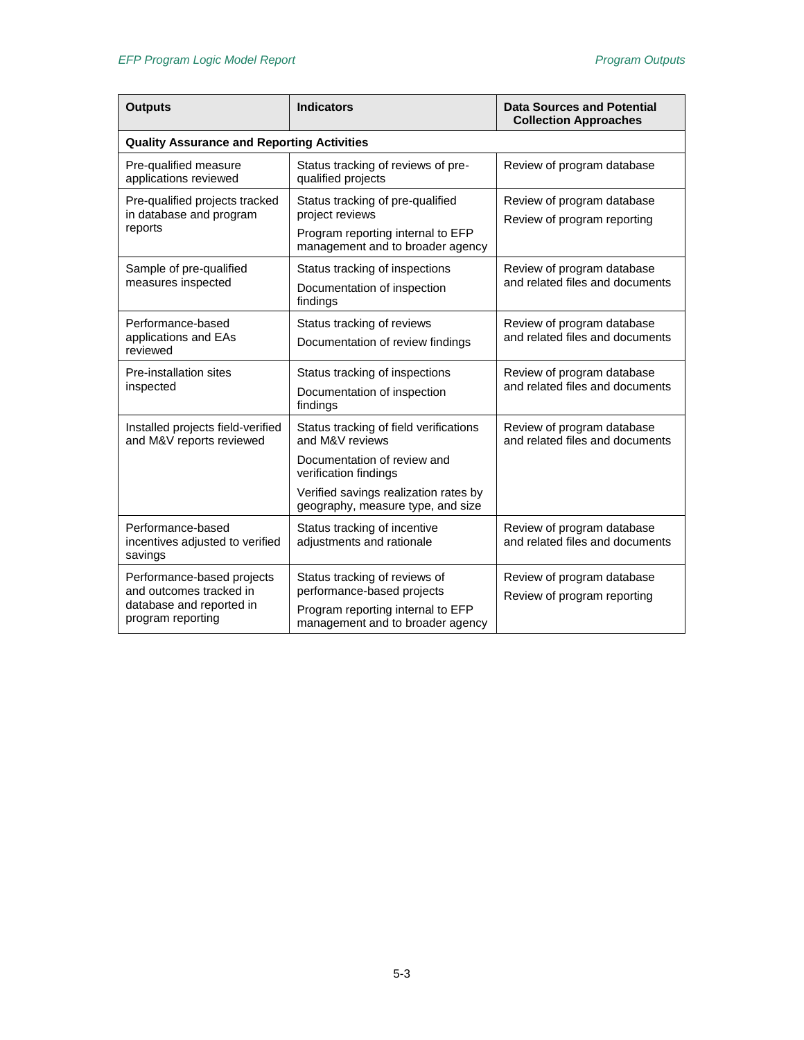| Outputs | Indicators | Data Sources and Potential Collection Approaches |
|---|---|---|
| **Quality Assurance and Reporting Activities** | | |
| Pre-qualified measure applications reviewed | Status tracking of reviews of pre-qualified projects | Review of program database |
| Pre-qualified projects tracked in database and program reports | Status tracking of pre-qualified project reviews<br>Program reporting internal to EFP management and to broader agency | Review of program database<br>Review of program reporting |
| Sample of pre-qualified measures inspected | Status tracking of inspections<br>Documentation of inspection findings | Review of program database and related files and documents |
| Performance-based applications and EAs reviewed | Status tracking of reviews<br>Documentation of review findings | Review of program database and related files and documents |
| Pre-installation sites inspected | Status tracking of inspections<br>Documentation of inspection findings | Review of program database and related files and documents |
| Installed projects field-verified and M&V reports reviewed | Status tracking of field verifications and M&V reviews<br>Documentation of review and verification findings<br>Verified savings realization rates by geography, measure type, and size | Review of program database and related files and documents |
| Performance-based incentives adjusted to verified savings | Status tracking of incentive adjustments and rationale | Review of program database and related files and documents |
| Performance-based projects and outcomes tracked in database and reported in program reporting | Status tracking of reviews of performance-based projects<br>Program reporting internal to EFP management and to broader agency | Review of program database<br>Review of program reporting |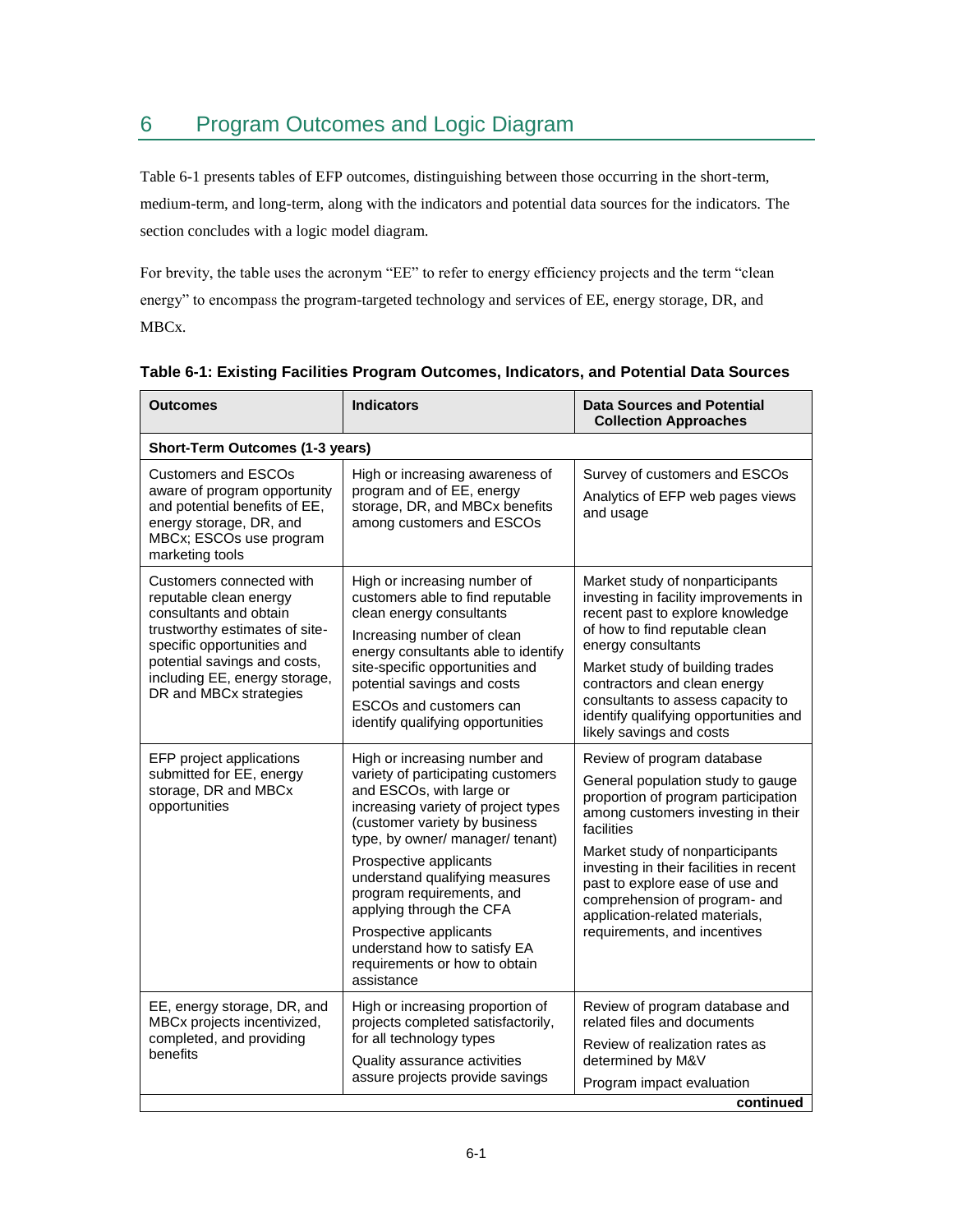# 6 Program Outcomes and Logic Diagram

Table 6-1 presents tables of EFP outcomes, distinguishing between those occurring in the short-term, medium-term, and long-term, along with the indicators and potential data sources for the indicators. The section concludes with a logic model diagram.

For brevity, the table uses the acronym "EE" to refer to energy efficiency projects and the term "clean energy" to encompass the program-targeted technology and services of EE, energy storage, DR, and MBCx.

**Table 6-1: Existing Facilities Program Outcomes, Indicators, and Potential Data Sources**

| Outcomes | Indicators | Data Sources and Potential Collection Approaches |
|---|---|---|
| **Short-Term Outcomes (1-3 years)** | | |
| Customers and ESCOs aware of program opportunity and potential benefits of EE, energy storage, DR, and MBCx; ESCOs use program marketing tools | High or increasing awareness of program and of EE, energy storage, DR, and MBCx benefits among customers and ESCOs | Survey of customers and ESCOs<br>Analytics of EFP web pages views and usage |
| Customers connected with reputable clean energy consultants and obtain trustworthy estimates of site-specific opportunities and potential savings and costs, including EE, energy storage, DR and MBCx strategies | High or increasing number of customers able to find reputable clean energy consultants<br>Increasing number of clean energy consultants able to identify site-specific opportunities and potential savings and costs<br>ESCOs and customers can identify qualifying opportunities | Market study of nonparticipants investing in facility improvements in recent past to explore knowledge of how to find reputable clean energy consultants<br>Market study of building trades contractors and clean energy consultants to assess capacity to identify qualifying opportunities and likely savings and costs |
| EFP project applications submitted for EE, energy storage, DR and MBCx opportunities | High or increasing number and variety of participating customers and ESCOs, with large or increasing variety of project types (customer variety by business type, by owner/ manager/ tenant)<br>Prospective applicants understand qualifying measures program requirements, and applying through the CFA<br>Prospective applicants understand how to satisfy EA requirements or how to obtain assistance | Review of program database<br>General population study to gauge proportion of program participation among customers investing in their facilities<br>Market study of nonparticipants investing in their facilities in recent past to explore ease of use and comprehension of program- and application-related materials, requirements, and incentives |
| EE, energy storage, DR, and MBCx projects incentivized, completed, and providing benefits | High or increasing proportion of projects completed satisfactorily, for all technology types<br>Quality assurance activities assure projects provide savings | Review of program database and related files and documents<br>Review of realization rates as determined by M&V<br>Program impact evaluation |
| | | **continued** |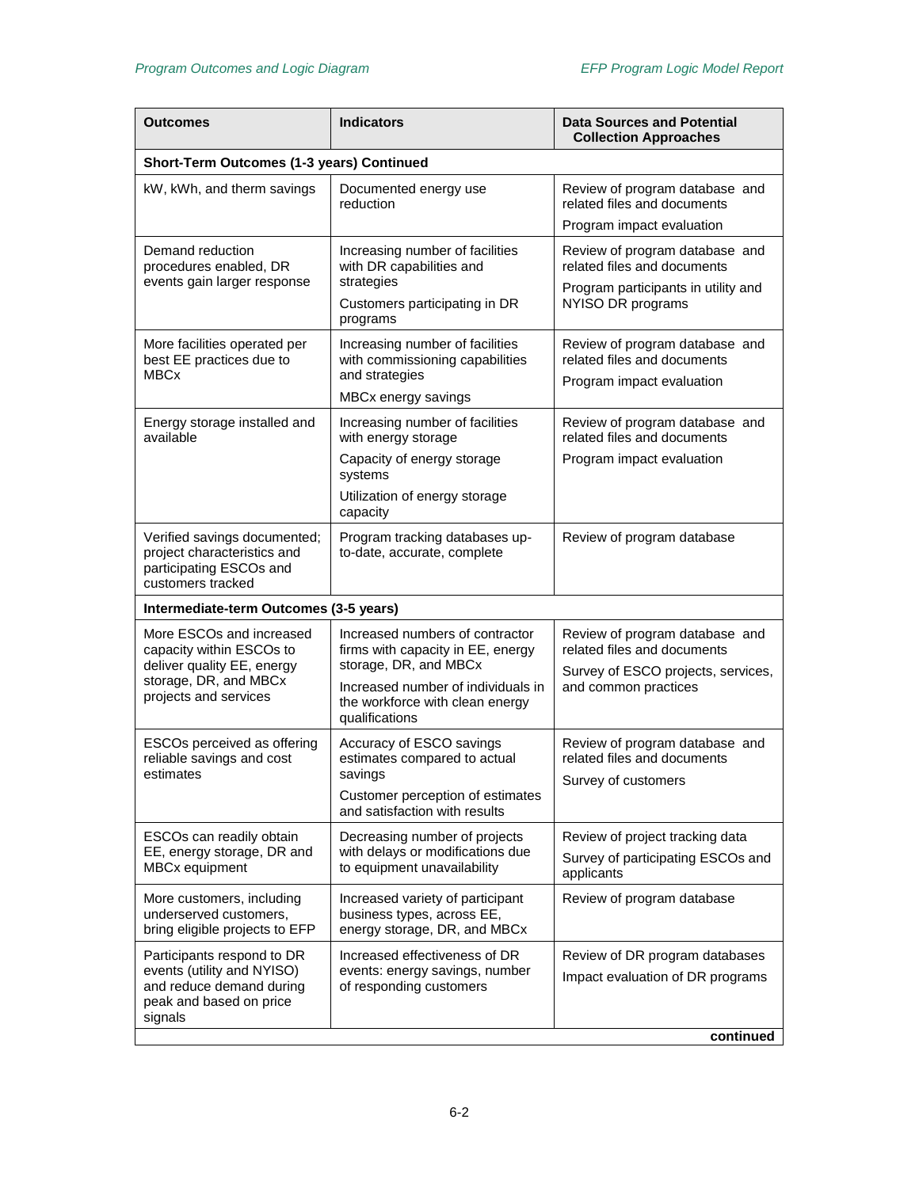| Outcomes | Indicators | Data Sources and Potential Collection Approaches |
|---|---|---|
| **Short-Term Outcomes (1-3 years) Continued** | | |
| kW, kWh, and therm savings | Documented energy use reduction | Review of program database and related files and documents<br>Program impact evaluation |
| Demand reduction procedures enabled, DR events gain larger response | Increasing number of facilities with DR capabilities and strategies<br>Customers participating in DR programs | Review of program database and related files and documents<br>Program participants in utility and NYISO DR programs |
| More facilities operated per best EE practices due to MBCx | Increasing number of facilities with commissioning capabilities and strategies<br>MBCx energy savings | Review of program database and related files and documents<br>Program impact evaluation |
| Energy storage installed and available | Increasing number of facilities with energy storage<br>Capacity of energy storage systems<br>Utilization of energy storage capacity | Review of program database and related files and documents<br>Program impact evaluation |
| Verified savings documented; project characteristics and participating ESCOs and customers tracked | Program tracking databases up-to-date, accurate, complete | Review of program database |
| **Intermediate-term Outcomes (3-5 years)** | | |
| More ESCOs and increased capacity within ESCOs to deliver quality EE, energy storage, DR, and MBCx projects and services | Increased numbers of contractor firms with capacity in EE, energy storage, DR, and MBCx<br>Increased number of individuals in the workforce with clean energy qualifications | Review of program database and related files and documents<br>Survey of ESCO projects, services, and common practices |
| ESCOs perceived as offering reliable savings and cost estimates | Accuracy of ESCO savings estimates compared to actual savings<br>Customer perception of estimates and satisfaction with results | Review of program database and related files and documents<br>Survey of customers |
| ESCOs can readily obtain EE, energy storage, DR and MBCx equipment | Decreasing number of projects with delays or modifications due to equipment unavailability | Review of project tracking data<br>Survey of participating ESCOs and applicants |
| More customers, including underserved customers, bring eligible projects to EFP | Increased variety of participant business types, across EE, energy storage, DR, and MBCx | Review of program database |
| Participants respond to DR events (utility and NYISO) and reduce demand during peak and based on price signals | Increased effectiveness of DR events: energy savings, number of responding customers | Review of DR program databases<br>Impact evaluation of DR programs |

**continued**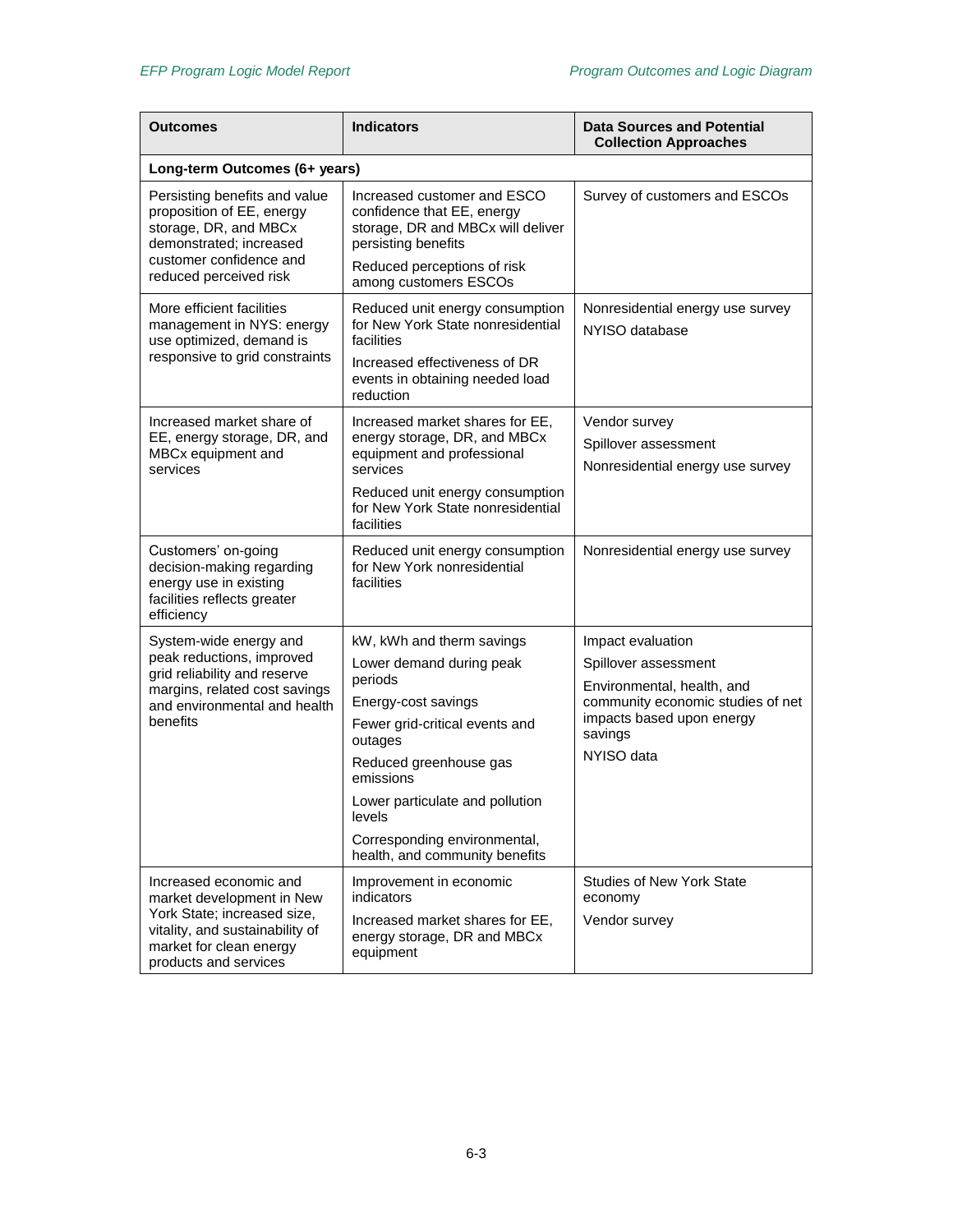| Outcomes | Indicators | Data Sources and Potential Collection Approaches |
|---|---|---|
| **Long-term Outcomes (6+ years)** | | |
| Persisting benefits and value proposition of EE, energy storage, DR, and MBCx demonstrated; increased customer confidence and reduced perceived risk | Increased customer and ESCO confidence that EE, energy storage, DR and MBCx will deliver persisting benefits<br>Reduced perceptions of risk among customers ESCOs | Survey of customers and ESCOs |
| More efficient facilities management in NYS: energy use optimized, demand is responsive to grid constraints | Reduced unit energy consumption for New York State nonresidential facilities<br>Increased effectiveness of DR events in obtaining needed load reduction | Nonresidential energy use survey<br>NYISO database |
| Increased market share of EE, energy storage, DR, and MBCx equipment and services | Increased market shares for EE, energy storage, DR, and MBCx equipment and professional services<br>Reduced unit energy consumption for New York State nonresidential facilities | Vendor survey<br>Spillover assessment<br>Nonresidential energy use survey |
| Customers' on-going decision-making regarding energy use in existing facilities reflects greater efficiency | Reduced unit energy consumption for New York nonresidential facilities | Nonresidential energy use survey |
| System-wide energy and peak reductions, improved grid reliability and reserve margins, related cost savings and environmental and health benefits | kW, kWh and therm savings<br>Lower demand during peak periods<br>Energy-cost savings<br>Fewer grid-critical events and outages<br>Reduced greenhouse gas emissions<br>Lower particulate and pollution levels<br>Corresponding environmental, health, and community benefits | Impact evaluation<br>Spillover assessment<br>Environmental, health, and community economic studies of net impacts based upon energy savings<br>NYISO data |
| Increased economic and market development in New York State; increased size, vitality, and sustainability of market for clean energy products and services | Improvement in economic indicators<br>Increased market shares for EE, energy storage, DR and MBCx equipment | Studies of New York State economy<br>Vendor survey |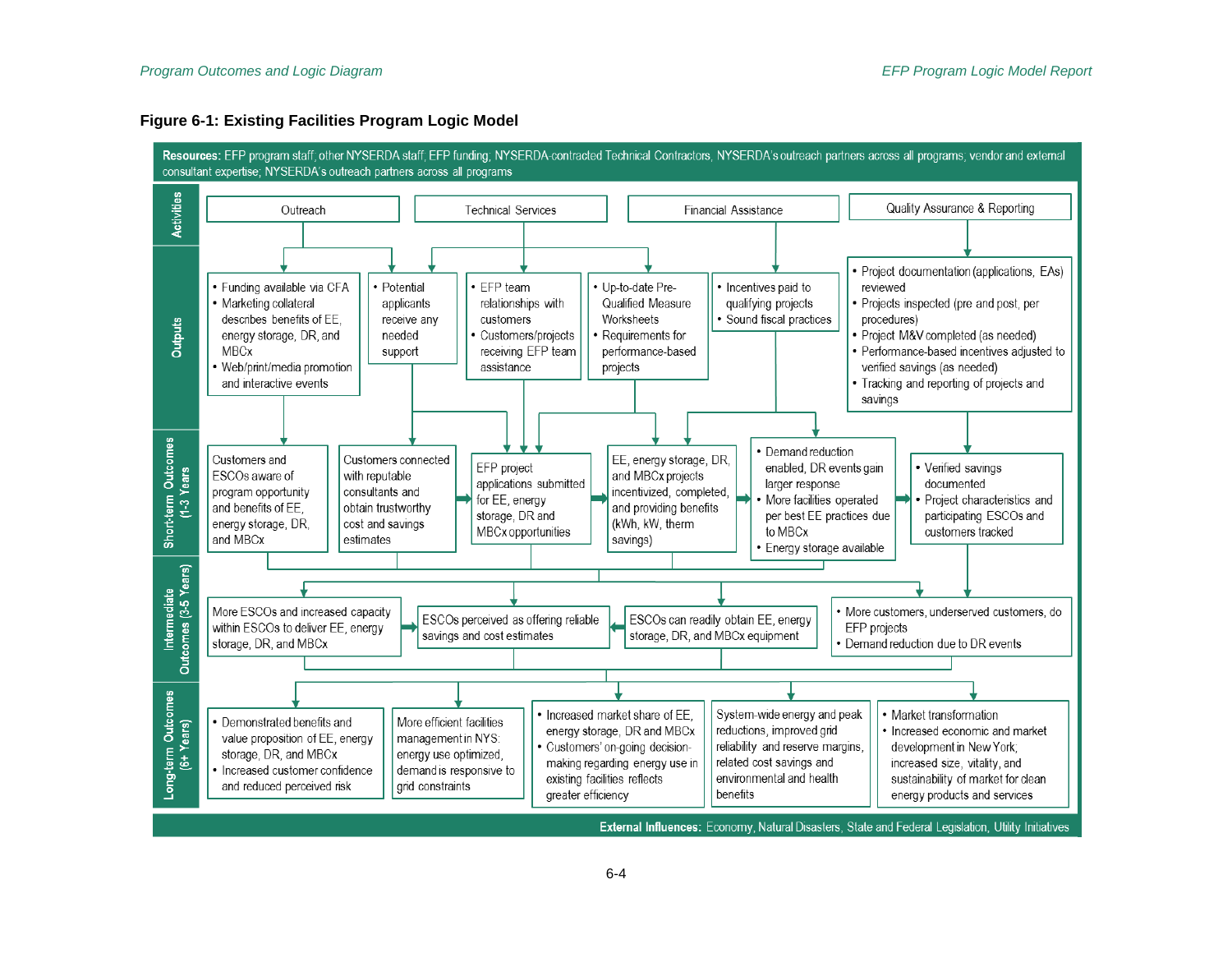**Figure 6-1: Existing Facilities Program Logic Model**

**Resources:** EFP program staff; other NYSERDA staff; EFP funding; NYSERDA-contracted Technical Contractors, NYSERDA's outreach partners across all programs; vendor and external consultant expertise; NYSERDA's outreach partners across all programs

**Activities**

- Outreach
- Technical Services
- Financial Assistance
- Quality Assurance & Reporting

**Outputs**

- Funding available via CFA
- Marketing collateral describes benefits of EE, energy storage, DR, and MBCx
- Web/print/media promotion and interactive events

- Potential applicants receive any needed support

- EFP team relationships with customers
- Customers/projects receiving EFP team assistance

- Up-to-date Pre-Qualified Measure Worksheets
- Requirements for performance-based projects

- Incentives paid to qualifying projects
- Sound fiscal practices

- Project documentation (applications, EAs) reviewed
- Projects inspected (pre and post, per procedures)
- Project M&V completed (as needed)
- Performance-based incentives adjusted to verified savings (as needed)
- Tracking and reporting of projects and savings

**Short-term Outcomes (1-3 Years)**

- Customers and ESCOs aware of program opportunity and benefits of EE, energy storage, DR, and MBCx
- Customers connected with reputable consultants and obtain trustworthy cost and savings estimates
- EFP project applications submitted for EE, energy storage, DR and MBCx opportunities
- EE, energy storage, DR, and MBCx projects incentivized, completed, and providing benefits (kWh, kW, therm savings)
- Demand reduction enabled, DR events gain larger response; More facilities operated per best EE practices due to MBCx; Energy storage available
- Verified savings documented; Project characteristics and participating ESCOs and customers tracked

**Intermediate Outcomes (3-5 Years)**

- More ESCOs and increased capacity within ESCOs to deliver EE, energy storage, DR, and MBCx
- ESCOs perceived as offering reliable savings and cost estimates
- ESCOs can readily obtain EE, energy storage, DR, and MBCx equipment
- More customers, underserved customers, do EFP projects; Demand reduction due to DR events

**Long-term Outcomes (6+ Years)**

- Demonstrated benefits and value proposition of EE, energy storage, DR, and MBCx; Increased customer confidence and reduced perceived risk
- More efficient facilities management in NYS: energy use optimized, demand is responsive to grid constraints
- Increased market share of EE, energy storage, DR and MBCx; Customers' on-going decision-making regarding energy use in existing facilities reflects greater efficiency
- System-wide energy and peak reductions, improved grid reliability and reserve margins, related cost savings and environmental and health benefits
- Market transformation; Increased economic and market development in New York; increased size, vitality, and sustainability of market for clean energy products and services

**External Influences:** Economy, Natural Disasters, State and Federal Legislation, Utility Initiatives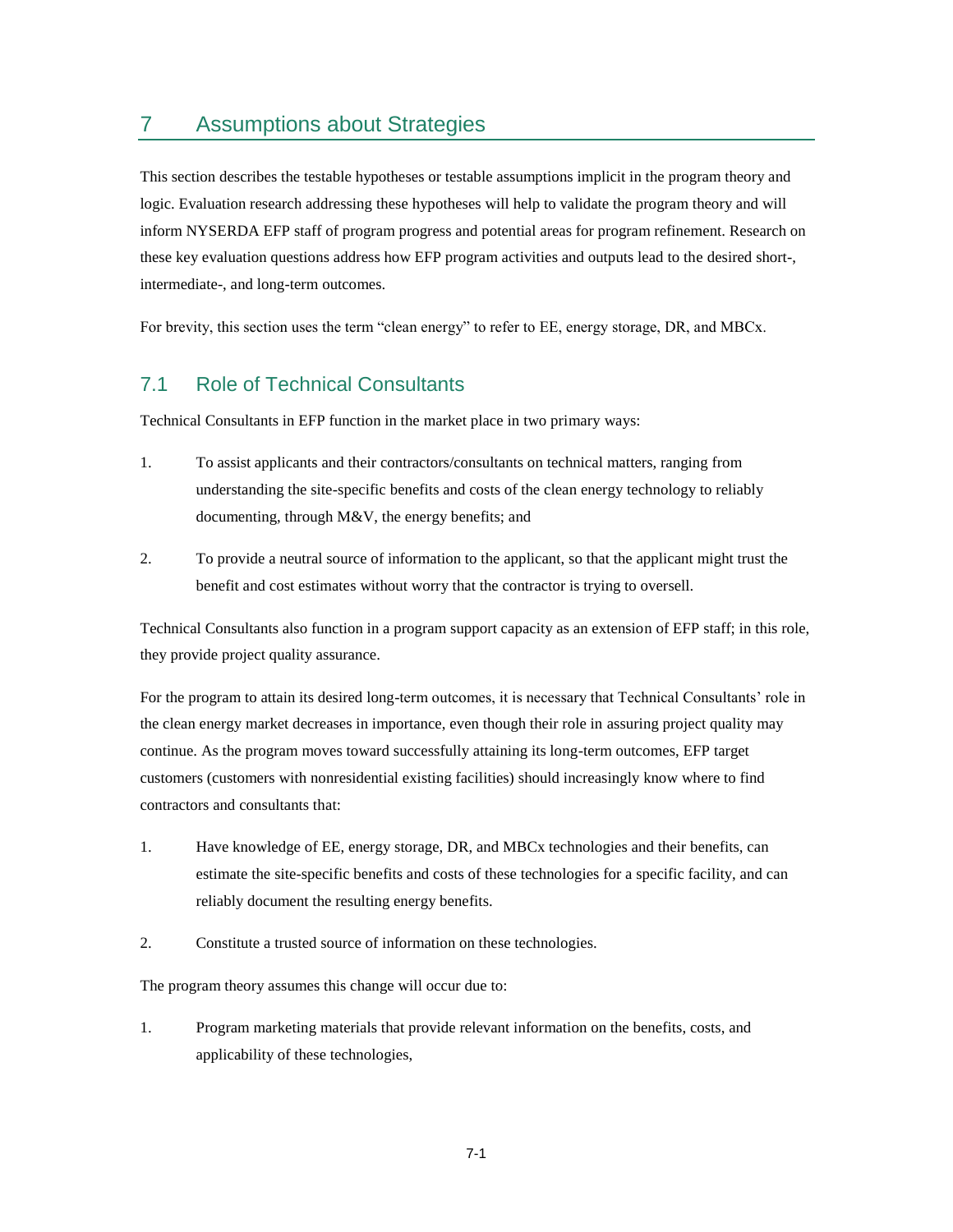# 7 Assumptions about Strategies

This section describes the testable hypotheses or testable assumptions implicit in the program theory and logic. Evaluation research addressing these hypotheses will help to validate the program theory and will inform NYSERDA EFP staff of program progress and potential areas for program refinement. Research on these key evaluation questions address how EFP program activities and outputs lead to the desired short-, intermediate-, and long-term outcomes.

For brevity, this section uses the term "clean energy" to refer to EE, energy storage, DR, and MBCx.

## 7.1 Role of Technical Consultants

Technical Consultants in EFP function in the market place in two primary ways:

1. To assist applicants and their contractors/consultants on technical matters, ranging from understanding the site-specific benefits and costs of the clean energy technology to reliably documenting, through M&V, the energy benefits; and
2. To provide a neutral source of information to the applicant, so that the applicant might trust the benefit and cost estimates without worry that the contractor is trying to oversell.

Technical Consultants also function in a program support capacity as an extension of EFP staff; in this role, they provide project quality assurance.

For the program to attain its desired long-term outcomes, it is necessary that Technical Consultants' role in the clean energy market decreases in importance, even though their role in assuring project quality may continue. As the program moves toward successfully attaining its long-term outcomes, EFP target customers (customers with nonresidential existing facilities) should increasingly know where to find contractors and consultants that:

1. Have knowledge of EE, energy storage, DR, and MBCx technologies and their benefits, can estimate the site-specific benefits and costs of these technologies for a specific facility, and can reliably document the resulting energy benefits.
2. Constitute a trusted source of information on these technologies.

The program theory assumes this change will occur due to:

1. Program marketing materials that provide relevant information on the benefits, costs, and applicability of these technologies,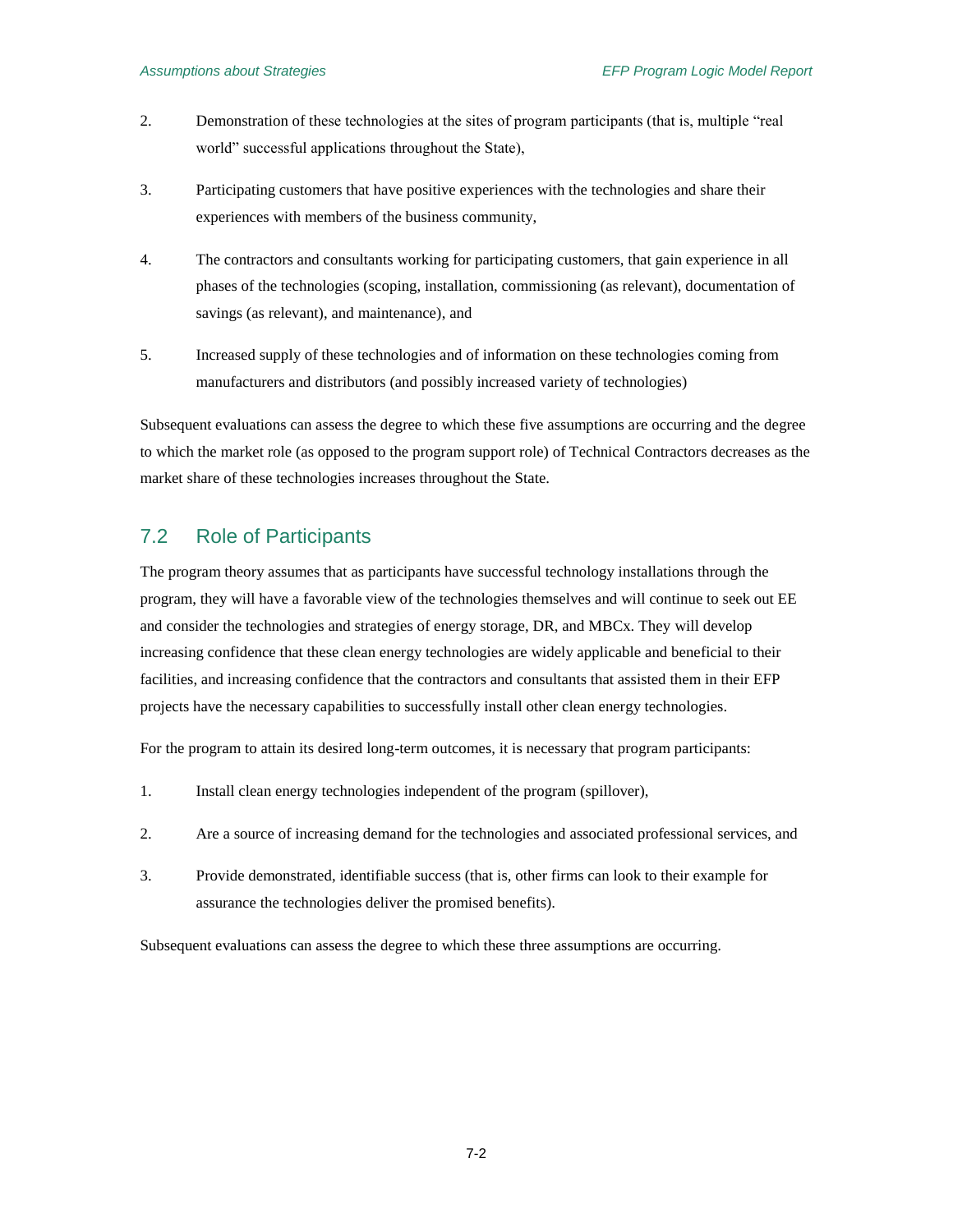2. Demonstration of these technologies at the sites of program participants (that is, multiple "real world" successful applications throughout the State),

3. Participating customers that have positive experiences with the technologies and share their experiences with members of the business community,

4. The contractors and consultants working for participating customers, that gain experience in all phases of the technologies (scoping, installation, commissioning (as relevant), documentation of savings (as relevant), and maintenance), and

5. Increased supply of these technologies and of information on these technologies coming from manufacturers and distributors (and possibly increased variety of technologies)

Subsequent evaluations can assess the degree to which these five assumptions are occurring and the degree to which the market role (as opposed to the program support role) of Technical Contractors decreases as the market share of these technologies increases throughout the State.

## 7.2 Role of Participants

The program theory assumes that as participants have successful technology installations through the program, they will have a favorable view of the technologies themselves and will continue to seek out EE and consider the technologies and strategies of energy storage, DR, and MBCx. They will develop increasing confidence that these clean energy technologies are widely applicable and beneficial to their facilities, and increasing confidence that the contractors and consultants that assisted them in their EFP projects have the necessary capabilities to successfully install other clean energy technologies.

For the program to attain its desired long-term outcomes, it is necessary that program participants:

1. Install clean energy technologies independent of the program (spillover),

2. Are a source of increasing demand for the technologies and associated professional services, and

3. Provide demonstrated, identifiable success (that is, other firms can look to their example for assurance the technologies deliver the promised benefits).

Subsequent evaluations can assess the degree to which these three assumptions are occurring.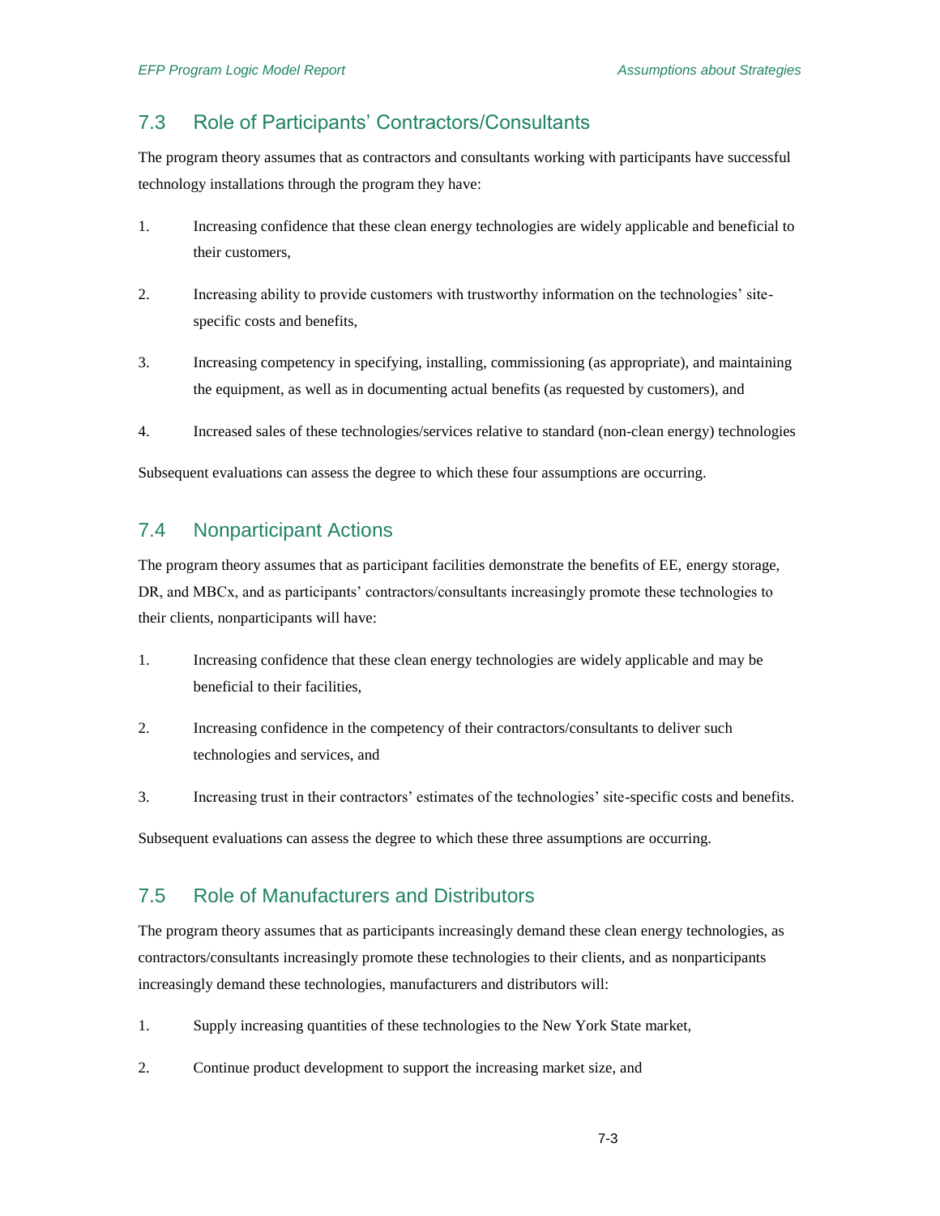## 7.3 Role of Participants' Contractors/Consultants

The program theory assumes that as contractors and consultants working with participants have successful technology installations through the program they have:

1. Increasing confidence that these clean energy technologies are widely applicable and beneficial to their customers,
2. Increasing ability to provide customers with trustworthy information on the technologies' site-specific costs and benefits,
3. Increasing competency in specifying, installing, commissioning (as appropriate), and maintaining the equipment, as well as in documenting actual benefits (as requested by customers), and
4. Increased sales of these technologies/services relative to standard (non-clean energy) technologies

Subsequent evaluations can assess the degree to which these four assumptions are occurring.

## 7.4 Nonparticipant Actions

The program theory assumes that as participant facilities demonstrate the benefits of EE, energy storage, DR, and MBCx, and as participants' contractors/consultants increasingly promote these technologies to their clients, nonparticipants will have:

1. Increasing confidence that these clean energy technologies are widely applicable and may be beneficial to their facilities,
2. Increasing confidence in the competency of their contractors/consultants to deliver such technologies and services, and
3. Increasing trust in their contractors' estimates of the technologies' site-specific costs and benefits.

Subsequent evaluations can assess the degree to which these three assumptions are occurring.

## 7.5 Role of Manufacturers and Distributors

The program theory assumes that as participants increasingly demand these clean energy technologies, as contractors/consultants increasingly promote these technologies to their clients, and as nonparticipants increasingly demand these technologies, manufacturers and distributors will:

1. Supply increasing quantities of these technologies to the New York State market,
2. Continue product development to support the increasing market size, and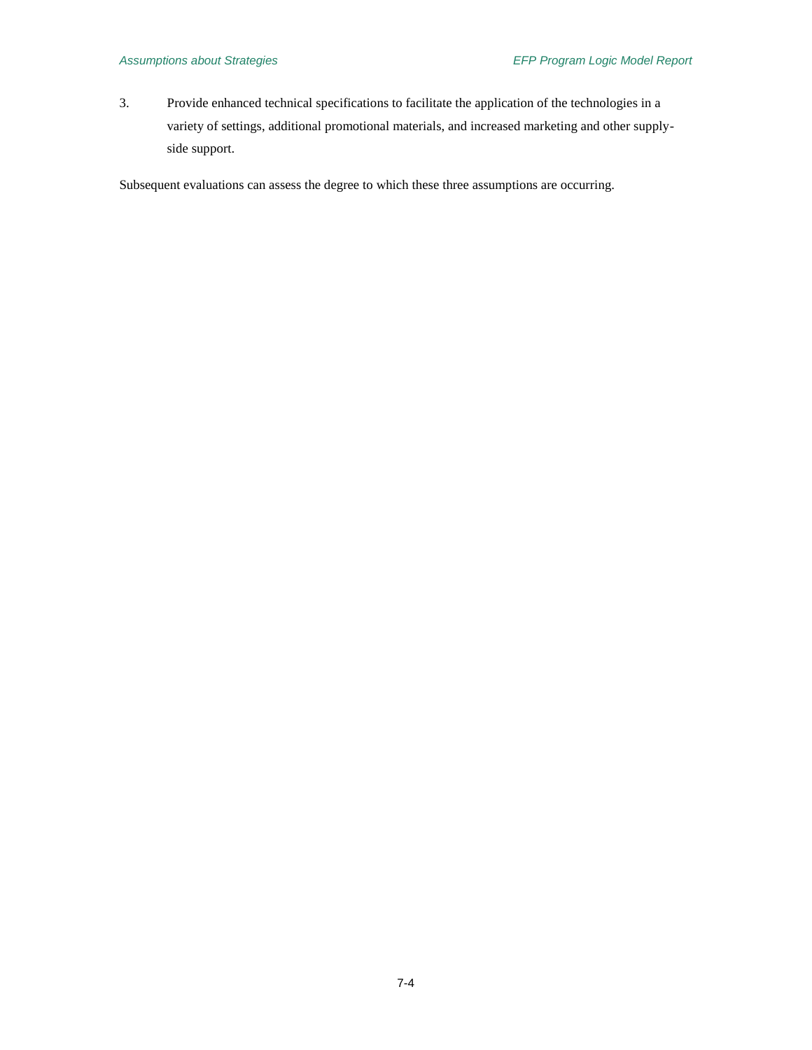3. Provide enhanced technical specifications to facilitate the application of the technologies in a variety of settings, additional promotional materials, and increased marketing and other supply-side support.

Subsequent evaluations can assess the degree to which these three assumptions are occurring.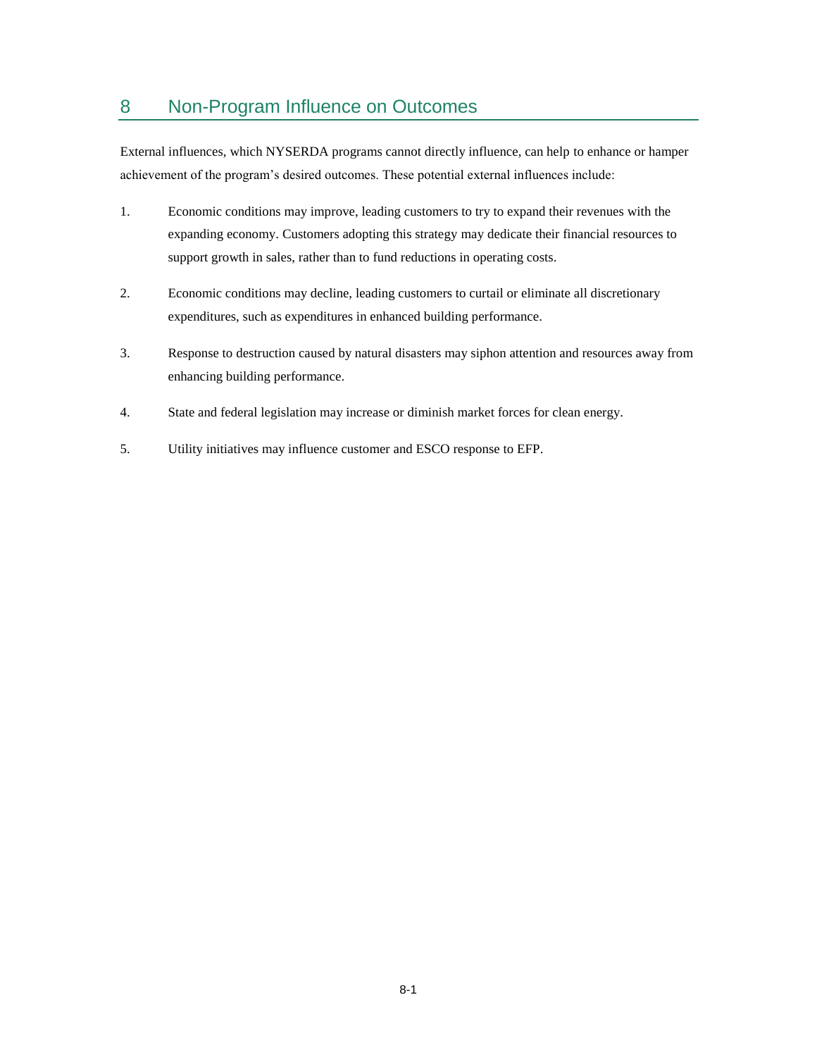# 8 Non-Program Influence on Outcomes

External influences, which NYSERDA programs cannot directly influence, can help to enhance or hamper achievement of the program's desired outcomes. These potential external influences include:

1. Economic conditions may improve, leading customers to try to expand their revenues with the expanding economy. Customers adopting this strategy may dedicate their financial resources to support growth in sales, rather than to fund reductions in operating costs.

2. Economic conditions may decline, leading customers to curtail or eliminate all discretionary expenditures, such as expenditures in enhanced building performance.

3. Response to destruction caused by natural disasters may siphon attention and resources away from enhancing building performance.

4. State and federal legislation may increase or diminish market forces for clean energy.

5. Utility initiatives may influence customer and ESCO response to EFP.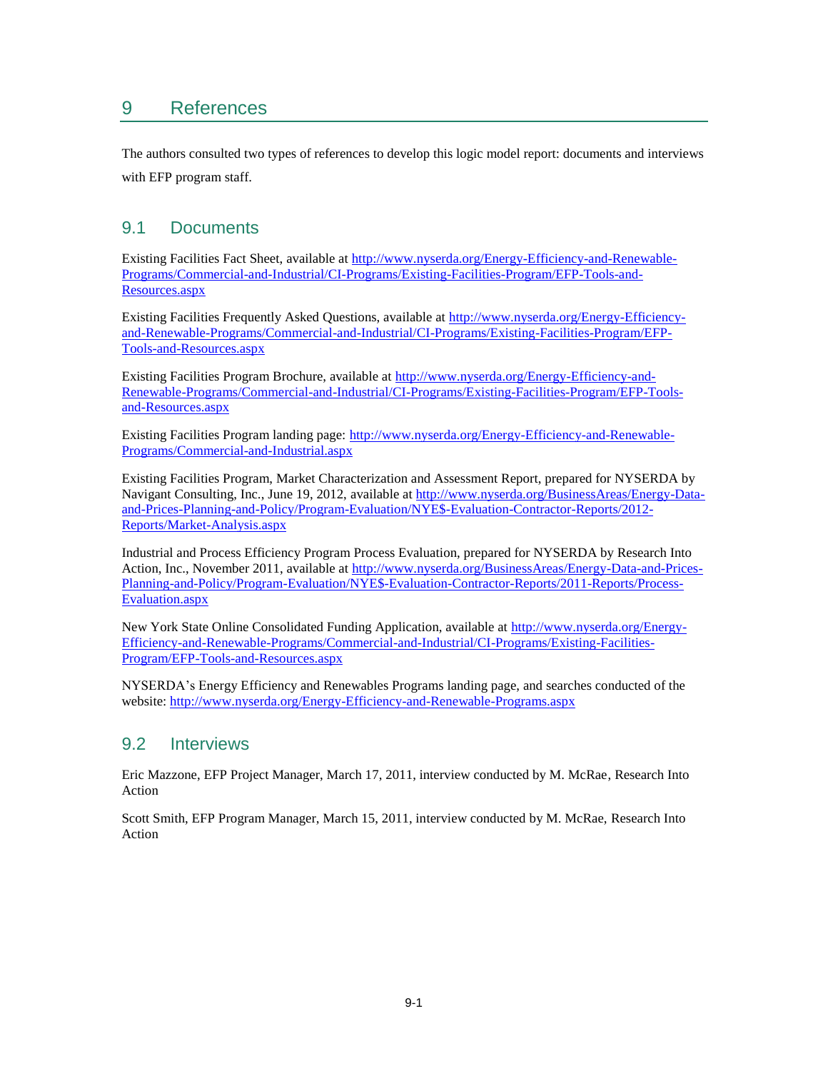# 9 References

The authors consulted two types of references to develop this logic model report: documents and interviews with EFP program staff.

## 9.1 Documents

Existing Facilities Fact Sheet, available at http://www.nyserda.org/Energy-Efficiency-and-Renewable-Programs/Commercial-and-Industrial/CI-Programs/Existing-Facilities-Program/EFP-Tools-and-Resources.aspx

Existing Facilities Frequently Asked Questions, available at http://www.nyserda.org/Energy-Efficiency-and-Renewable-Programs/Commercial-and-Industrial/CI-Programs/Existing-Facilities-Program/EFP-Tools-and-Resources.aspx

Existing Facilities Program Brochure, available at http://www.nyserda.org/Energy-Efficiency-and-Renewable-Programs/Commercial-and-Industrial/CI-Programs/Existing-Facilities-Program/EFP-Tools-and-Resources.aspx

Existing Facilities Program landing page: http://www.nyserda.org/Energy-Efficiency-and-Renewable-Programs/Commercial-and-Industrial.aspx

Existing Facilities Program, Market Characterization and Assessment Report, prepared for NYSERDA by Navigant Consulting, Inc., June 19, 2012, available at http://www.nyserda.org/BusinessAreas/Energy-Data-and-Prices-Planning-and-Policy/Program-Evaluation/NYE$-Evaluation-Contractor-Reports/2012-Reports/Market-Analysis.aspx

Industrial and Process Efficiency Program Process Evaluation, prepared for NYSERDA by Research Into Action, Inc., November 2011, available at http://www.nyserda.org/BusinessAreas/Energy-Data-and-Prices-Planning-and-Policy/Program-Evaluation/NYE$-Evaluation-Contractor-Reports/2011-Reports/Process-Evaluation.aspx

New York State Online Consolidated Funding Application, available at http://www.nyserda.org/Energy-Efficiency-and-Renewable-Programs/Commercial-and-Industrial/CI-Programs/Existing-Facilities-Program/EFP-Tools-and-Resources.aspx

NYSERDA's Energy Efficiency and Renewables Programs landing page, and searches conducted of the website: http://www.nyserda.org/Energy-Efficiency-and-Renewable-Programs.aspx

## 9.2 Interviews

Eric Mazzone, EFP Project Manager, March 17, 2011, interview conducted by M. McRae, Research Into Action

Scott Smith, EFP Program Manager, March 15, 2011, interview conducted by M. McRae, Research Into Action